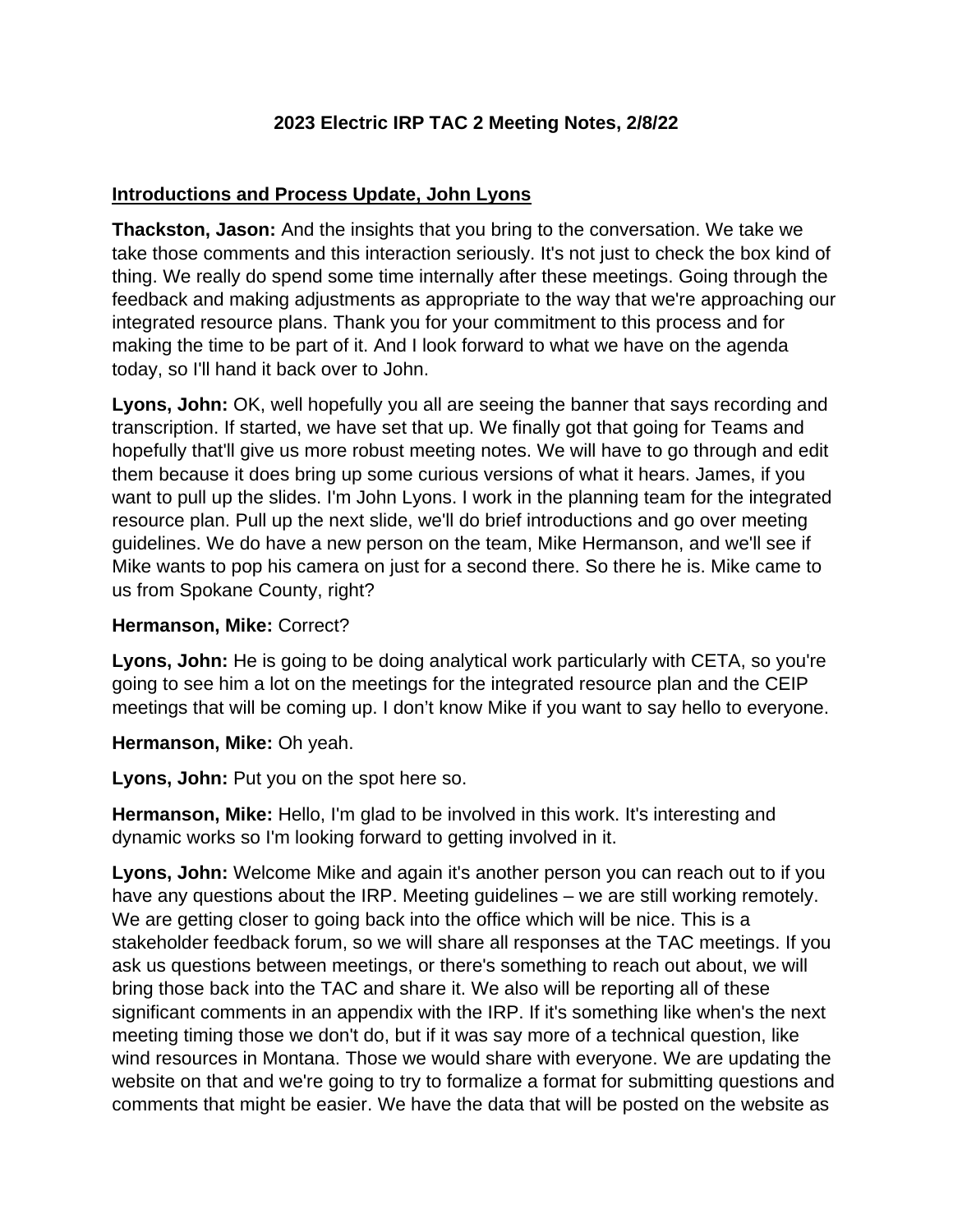# 2023 Electric IRP TAC 2 Meeting Notes, 2/8/22

**Introductions and Process Update, John Lyons**

**Thackston, Jason:** And the insights that you bring to the conversation. We take we take those comments and this interaction seriously. It's not just to check the box kind of thing. We really do spend some time internally after these meetings. Going through the feedback and making adjustments as appropriate to the way that we're approaching our integrated resource plans. Thank you for your commitment to this process and for making the time to be part of it. And I look forward to what we have on the agenda today, so I'll hand it back over to John.

**Lyons, John:** OK, well hopefully you all are seeing the banner that says recording and transcription. If started, we have set that up. We finally got that going for Teams and hopefully that'll give us more robust meeting notes. We will have to go through and edit them because it does bring up some curious versions of what it hears. James, if you want to pull up the slides. I'm John Lyons. I work in the planning team for the integrated resource plan. Pull up the next slide, we'll do brief introductions and go over meeting guidelines. We do have a new person on the team, Mike Hermanson, and we'll see if Mike wants to pop his camera on just for a second there. So there he is. Mike came to us from Spokane County, right?

**Hermanson, Mike:** Correct?

**Lyons, John:** He is going to be doing analytical work particularly with CETA, so you're going to see him a lot on the meetings for the integrated resource plan and the CEIP meetings that will be coming up. I don't know Mike if you want to say hello to everyone.

**Hermanson, Mike:** Oh yeah.

**Lyons, John:** Put you on the spot here so.

**Hermanson, Mike:** Hello, I'm glad to be involved in this work. It's interesting and dynamic works so I'm looking forward to getting involved in it.

**Lyons, John:** Welcome Mike and again it's another person you can reach out to if you have any questions about the IRP. Meeting guidelines – we are still working remotely. We are getting closer to going back into the office which will be nice. This is a stakeholder feedback forum, so we will share all responses at the TAC meetings. If you ask us questions between meetings, or there's something to reach out about, we will bring those back into the TAC and share it. We also will be reporting all of these significant comments in an appendix with the IRP. If it's something like when's the next meeting timing those we don't do, but if it was say more of a technical question, like wind resources in Montana. Those we would share with everyone. We are updating the website on that and we're going to try to formalize a format for submitting questions and comments that might be easier. We have the data that will be posted on the website as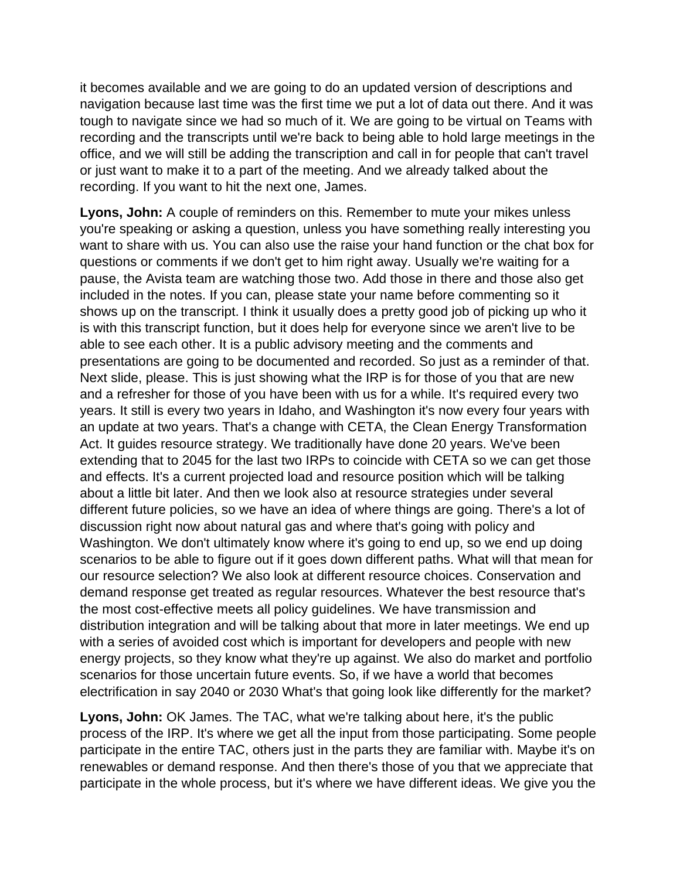it becomes available and we are going to do an updated version of descriptions and navigation because last time was the first time we put a lot of data out there. And it was tough to navigate since we had so much of it. We are going to be virtual on Teams with recording and the transcripts until we're back to being able to hold large meetings in the office, and we will still be adding the transcription and call in for people that can't travel or just want to make it to a part of the meeting. And we already talked about the recording. If you want to hit the next one, James.

**Lyons, John:** A couple of reminders on this. Remember to mute your mikes unless you're speaking or asking a question, unless you have something really interesting you want to share with us. You can also use the raise your hand function or the chat box for questions or comments if we don't get to him right away. Usually we're waiting for a pause, the Avista team are watching those two. Add those in there and those also get included in the notes. If you can, please state your name before commenting so it shows up on the transcript. I think it usually does a pretty good job of picking up who it is with this transcript function, but it does help for everyone since we aren't live to be able to see each other. It is a public advisory meeting and the comments and presentations are going to be documented and recorded. So just as a reminder of that. Next slide, please. This is just showing what the IRP is for those of you that are new and a refresher for those of you have been with us for a while. It's required every two years. It still is every two years in Idaho, and Washington it's now every four years with an update at two years. That's a change with CETA, the Clean Energy Transformation Act. It guides resource strategy. We traditionally have done 20 years. We've been extending that to 2045 for the last two IRPs to coincide with CETA so we can get those and effects. It's a current projected load and resource position which will be talking about a little bit later. And then we look also at resource strategies under several different future policies, so we have an idea of where things are going. There's a lot of discussion right now about natural gas and where that's going with policy and Washington. We don't ultimately know where it's going to end up, so we end up doing scenarios to be able to figure out if it goes down different paths. What will that mean for our resource selection? We also look at different resource choices. Conservation and demand response get treated as regular resources. Whatever the best resource that's the most cost-effective meets all policy guidelines. We have transmission and distribution integration and will be talking about that more in later meetings. We end up with a series of avoided cost which is important for developers and people with new energy projects, so they know what they're up against. We also do market and portfolio scenarios for those uncertain future events. So, if we have a world that becomes electrification in say 2040 or 2030 What's that going look like differently for the market?

**Lyons, John:** OK James. The TAC, what we're talking about here, it's the public process of the IRP. It's where we get all the input from those participating. Some people participate in the entire TAC, others just in the parts they are familiar with. Maybe it's on renewables or demand response. And then there's those of you that we appreciate that participate in the whole process, but it's where we have different ideas. We give you the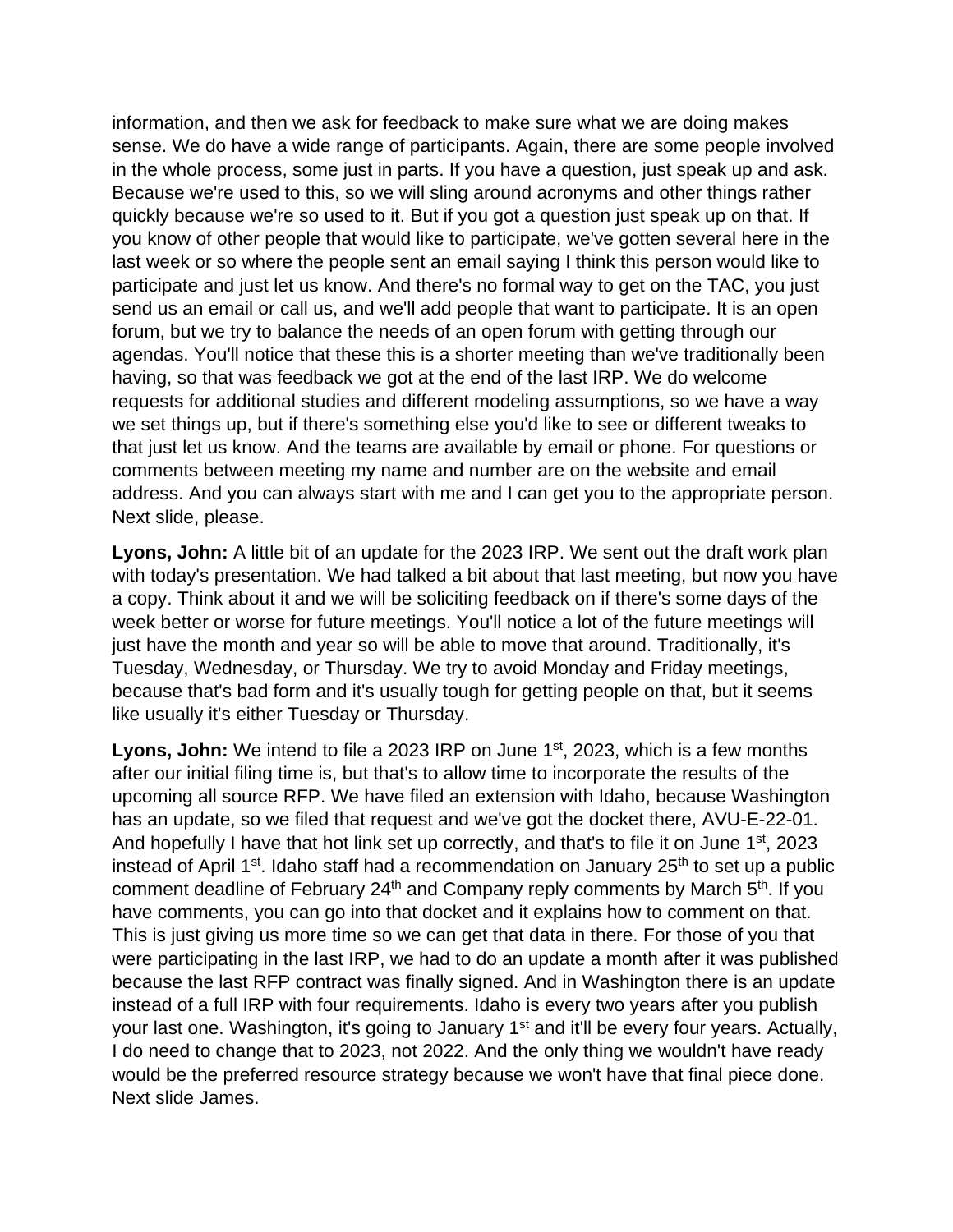information, and then we ask for feedback to make sure what we are doing makes sense. We do have a wide range of participants. Again, there are some people involved in the whole process, some just in parts. If you have a question, just speak up and ask. Because we're used to this, so we will sling around acronyms and other things rather quickly because we're so used to it. But if you got a question just speak up on that. If you know of other people that would like to participate, we've gotten several here in the last week or so where the people sent an email saying I think this person would like to participate and just let us know. And there's no formal way to get on the TAC, you just send us an email or call us, and we'll add people that want to participate. It is an open forum, but we try to balance the needs of an open forum with getting through our agendas. You'll notice that these this is a shorter meeting than we've traditionally been having, so that was feedback we got at the end of the last IRP. We do welcome requests for additional studies and different modeling assumptions, so we have a way we set things up, but if there's something else you'd like to see or different tweaks to that just let us know. And the teams are available by email or phone. For questions or comments between meeting my name and number are on the website and email address. And you can always start with me and I can get you to the appropriate person. Next slide, please.

**Lyons, John:** A little bit of an update for the 2023 IRP. We sent out the draft work plan with today's presentation. We had talked a bit about that last meeting, but now you have a copy. Think about it and we will be soliciting feedback on if there's some days of the week better or worse for future meetings. You'll notice a lot of the future meetings will just have the month and year so will be able to move that around. Traditionally, it's Tuesday, Wednesday, or Thursday. We try to avoid Monday and Friday meetings, because that's bad form and it's usually tough for getting people on that, but it seems like usually it's either Tuesday or Thursday.

**Lyons, John:** We intend to file a 2023 IRP on June 1st, 2023, which is a few months after our initial filing time is, but that's to allow time to incorporate the results of the upcoming all source RFP. We have filed an extension with Idaho, because Washington has an update, so we filed that request and we've got the docket there, AVU-E-22-01. And hopefully I have that hot link set up correctly, and that's to file it on June 1st, 2023 instead of April 1st. Idaho staff had a recommendation on January 25th to set up a public comment deadline of February 24th and Company reply comments by March 5th. If you have comments, you can go into that docket and it explains how to comment on that. This is just giving us more time so we can get that data in there. For those of you that were participating in the last IRP, we had to do an update a month after it was published because the last RFP contract was finally signed. And in Washington there is an update instead of a full IRP with four requirements. Idaho is every two years after you publish your last one. Washington, it's going to January 1st and it'll be every four years. Actually, I do need to change that to 2023, not 2022. And the only thing we wouldn't have ready would be the preferred resource strategy because we won't have that final piece done. Next slide James.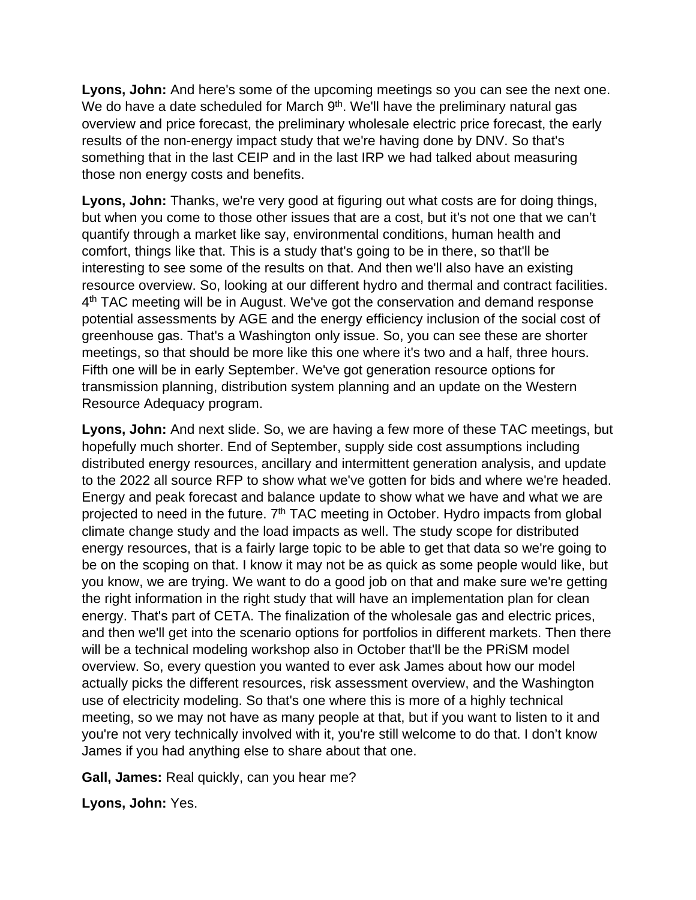**Lyons, John:** And here's some of the upcoming meetings so you can see the next one. We do have a date scheduled for March 9th. We'll have the preliminary natural gas overview and price forecast, the preliminary wholesale electric price forecast, the early results of the non-energy impact study that we're having done by DNV. So that's something that in the last CEIP and in the last IRP we had talked about measuring those non energy costs and benefits.

**Lyons, John:** Thanks, we're very good at figuring out what costs are for doing things, but when you come to those other issues that are a cost, but it's not one that we can't quantify through a market like say, environmental conditions, human health and comfort, things like that. This is a study that's going to be in there, so that'll be interesting to see some of the results on that. And then we'll also have an existing resource overview. So, looking at our different hydro and thermal and contract facilities. 4th TAC meeting will be in August. We've got the conservation and demand response potential assessments by AGE and the energy efficiency inclusion of the social cost of greenhouse gas. That's a Washington only issue. So, you can see these are shorter meetings, so that should be more like this one where it's two and a half, three hours. Fifth one will be in early September. We've got generation resource options for transmission planning, distribution system planning and an update on the Western Resource Adequacy program.

**Lyons, John:** And next slide. So, we are having a few more of these TAC meetings, but hopefully much shorter. End of September, supply side cost assumptions including distributed energy resources, ancillary and intermittent generation analysis, and update to the 2022 all source RFP to show what we've gotten for bids and where we're headed. Energy and peak forecast and balance update to show what we have and what we are projected to need in the future. 7th TAC meeting in October. Hydro impacts from global climate change study and the load impacts as well. The study scope for distributed energy resources, that is a fairly large topic to be able to get that data so we're going to be on the scoping on that. I know it may not be as quick as some people would like, but you know, we are trying. We want to do a good job on that and make sure we're getting the right information in the right study that will have an implementation plan for clean energy. That's part of CETA. The finalization of the wholesale gas and electric prices, and then we'll get into the scenario options for portfolios in different markets. Then there will be a technical modeling workshop also in October that'll be the PRiSM model overview. So, every question you wanted to ever ask James about how our model actually picks the different resources, risk assessment overview, and the Washington use of electricity modeling. So that's one where this is more of a highly technical meeting, so we may not have as many people at that, but if you want to listen to it and you're not very technically involved with it, you're still welcome to do that. I don't know James if you had anything else to share about that one.

**Gall, James:** Real quickly, can you hear me?

**Lyons, John:** Yes.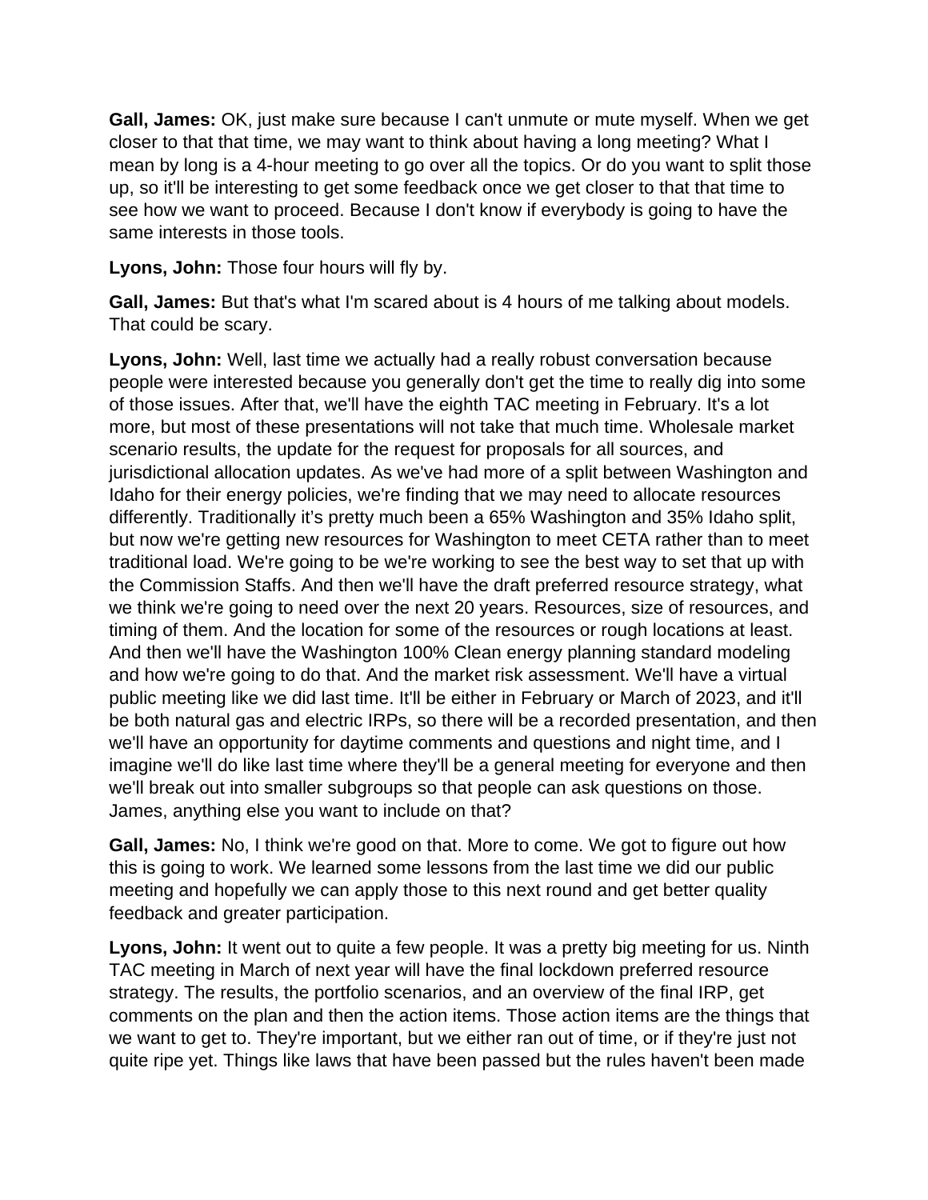**Gall, James:** OK, just make sure because I can't unmute or mute myself. When we get closer to that that time, we may want to think about having a long meeting? What I mean by long is a 4-hour meeting to go over all the topics. Or do you want to split those up, so it'll be interesting to get some feedback once we get closer to that that time to see how we want to proceed. Because I don't know if everybody is going to have the same interests in those tools.

**Lyons, John:** Those four hours will fly by.

**Gall, James:** But that's what I'm scared about is 4 hours of me talking about models. That could be scary.

**Lyons, John:** Well, last time we actually had a really robust conversation because people were interested because you generally don't get the time to really dig into some of those issues. After that, we'll have the eighth TAC meeting in February. It's a lot more, but most of these presentations will not take that much time. Wholesale market scenario results, the update for the request for proposals for all sources, and jurisdictional allocation updates. As we've had more of a split between Washington and Idaho for their energy policies, we're finding that we may need to allocate resources differently. Traditionally it's pretty much been a 65% Washington and 35% Idaho split, but now we're getting new resources for Washington to meet CETA rather than to meet traditional load. We're going to be we're working to see the best way to set that up with the Commission Staffs. And then we'll have the draft preferred resource strategy, what we think we're going to need over the next 20 years. Resources, size of resources, and timing of them. And the location for some of the resources or rough locations at least. And then we'll have the Washington 100% Clean energy planning standard modeling and how we're going to do that. And the market risk assessment. We'll have a virtual public meeting like we did last time. It'll be either in February or March of 2023, and it'll be both natural gas and electric IRPs, so there will be a recorded presentation, and then we'll have an opportunity for daytime comments and questions and night time, and I imagine we'll do like last time where they'll be a general meeting for everyone and then we'll break out into smaller subgroups so that people can ask questions on those. James, anything else you want to include on that?

**Gall, James:** No, I think we're good on that. More to come. We got to figure out how this is going to work. We learned some lessons from the last time we did our public meeting and hopefully we can apply those to this next round and get better quality feedback and greater participation.

**Lyons, John:** It went out to quite a few people. It was a pretty big meeting for us. Ninth TAC meeting in March of next year will have the final lockdown preferred resource strategy. The results, the portfolio scenarios, and an overview of the final IRP, get comments on the plan and then the action items. Those action items are the things that we want to get to. They're important, but we either ran out of time, or if they're just not quite ripe yet. Things like laws that have been passed but the rules haven't been made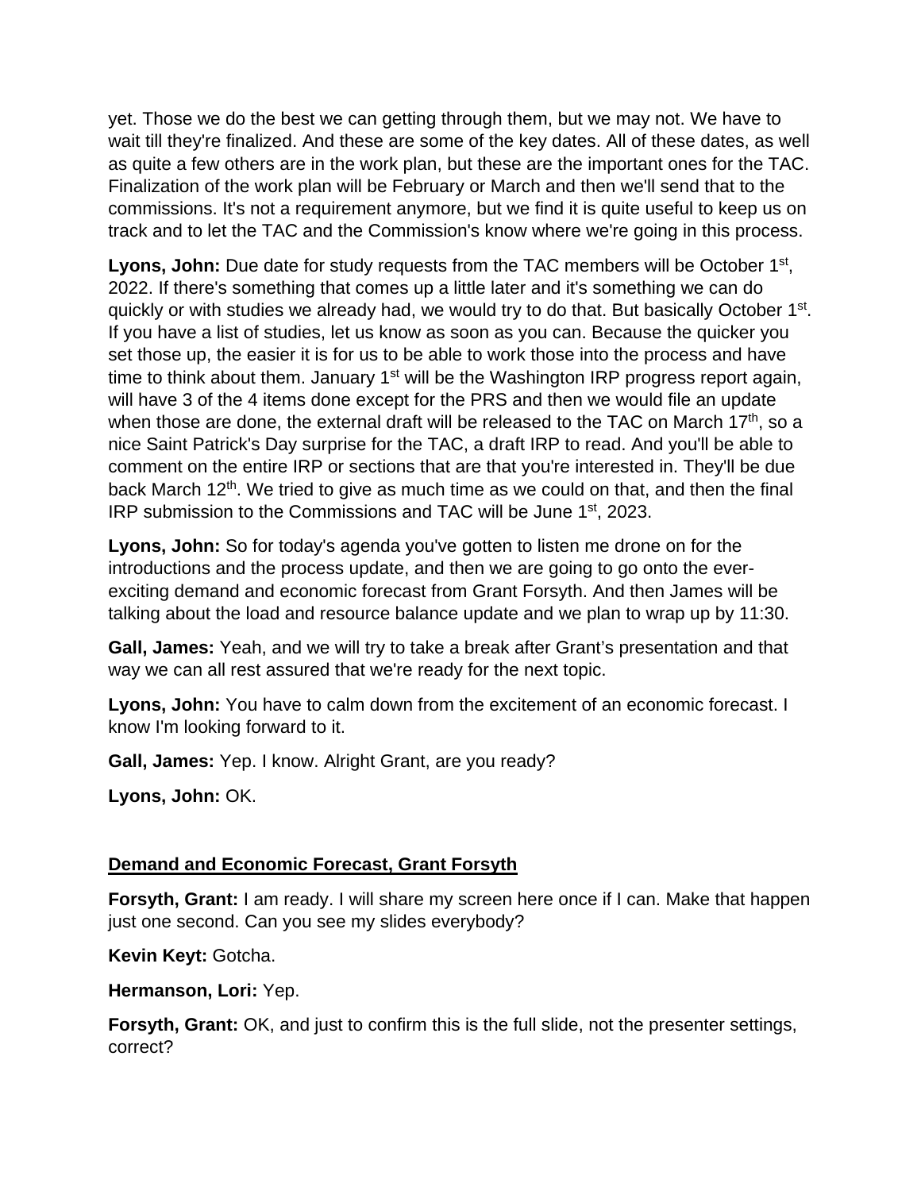yet. Those we do the best we can getting through them, but we may not. We have to wait till they're finalized. And these are some of the key dates. All of these dates, as well as quite a few others are in the work plan, but these are the important ones for the TAC. Finalization of the work plan will be February or March and then we'll send that to the commissions. It's not a requirement anymore, but we find it is quite useful to keep us on track and to let the TAC and the Commission's know where we're going in this process.

**Lyons, John:** Due date for study requests from the TAC members will be October 1st, 2022. If there's something that comes up a little later and it's something we can do quickly or with studies we already had, we would try to do that. But basically October 1st. If you have a list of studies, let us know as soon as you can. Because the quicker you set those up, the easier it is for us to be able to work those into the process and have time to think about them. January 1st will be the Washington IRP progress report again, will have 3 of the 4 items done except for the PRS and then we would file an update when those are done, the external draft will be released to the TAC on March 17th, so a nice Saint Patrick's Day surprise for the TAC, a draft IRP to read. And you'll be able to comment on the entire IRP or sections that are that you're interested in. They'll be due back March 12th. We tried to give as much time as we could on that, and then the final IRP submission to the Commissions and TAC will be June 1st, 2023.

**Lyons, John:** So for today's agenda you've gotten to listen me drone on for the introductions and the process update, and then we are going to go onto the ever-exciting demand and economic forecast from Grant Forsyth. And then James will be talking about the load and resource balance update and we plan to wrap up by 11:30.

**Gall, James:** Yeah, and we will try to take a break after Grant's presentation and that way we can all rest assured that we're ready for the next topic.

**Lyons, John:** You have to calm down from the excitement of an economic forecast. I know I'm looking forward to it.

**Gall, James:** Yep. I know. Alright Grant, are you ready?

**Lyons, John:** OK.

**Demand and Economic Forecast, Grant Forsyth**

**Forsyth, Grant:** I am ready. I will share my screen here once if I can. Make that happen just one second. Can you see my slides everybody?

**Kevin Keyt:** Gotcha.

**Hermanson, Lori:** Yep.

**Forsyth, Grant:** OK, and just to confirm this is the full slide, not the presenter settings, correct?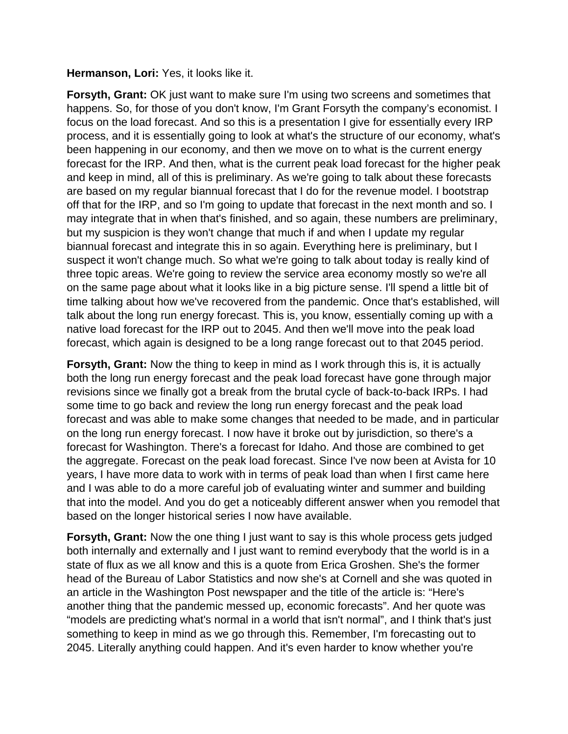**Hermanson, Lori:** Yes, it looks like it.

**Forsyth, Grant:** OK just want to make sure I'm using two screens and sometimes that happens. So, for those of you don't know, I'm Grant Forsyth the company's economist. I focus on the load forecast. And so this is a presentation I give for essentially every IRP process, and it is essentially going to look at what's the structure of our economy, what's been happening in our economy, and then we move on to what is the current energy forecast for the IRP. And then, what is the current peak load forecast for the higher peak and keep in mind, all of this is preliminary. As we're going to talk about these forecasts are based on my regular biannual forecast that I do for the revenue model. I bootstrap off that for the IRP, and so I'm going to update that forecast in the next month and so. I may integrate that in when that's finished, and so again, these numbers are preliminary, but my suspicion is they won't change that much if and when I update my regular biannual forecast and integrate this in so again. Everything here is preliminary, but I suspect it won't change much. So what we're going to talk about today is really kind of three topic areas. We're going to review the service area economy mostly so we're all on the same page about what it looks like in a big picture sense. I'll spend a little bit of time talking about how we've recovered from the pandemic. Once that's established, will talk about the long run energy forecast. This is, you know, essentially coming up with a native load forecast for the IRP out to 2045. And then we'll move into the peak load forecast, which again is designed to be a long range forecast out to that 2045 period.

**Forsyth, Grant:** Now the thing to keep in mind as I work through this is, it is actually both the long run energy forecast and the peak load forecast have gone through major revisions since we finally got a break from the brutal cycle of back-to-back IRPs. I had some time to go back and review the long run energy forecast and the peak load forecast and was able to make some changes that needed to be made, and in particular on the long run energy forecast. I now have it broke out by jurisdiction, so there's a forecast for Washington. There's a forecast for Idaho. And those are combined to get the aggregate. Forecast on the peak load forecast. Since I've now been at Avista for 10 years, I have more data to work with in terms of peak load than when I first came here and I was able to do a more careful job of evaluating winter and summer and building that into the model. And you do get a noticeably different answer when you remodel that based on the longer historical series I now have available.

**Forsyth, Grant:** Now the one thing I just want to say is this whole process gets judged both internally and externally and I just want to remind everybody that the world is in a state of flux as we all know and this is a quote from Erica Groshen. She's the former head of the Bureau of Labor Statistics and now she's at Cornell and she was quoted in an article in the Washington Post newspaper and the title of the article is: "Here's another thing that the pandemic messed up, economic forecasts". And her quote was "models are predicting what's normal in a world that isn't normal", and I think that's just something to keep in mind as we go through this. Remember, I'm forecasting out to 2045. Literally anything could happen. And it's even harder to know whether you're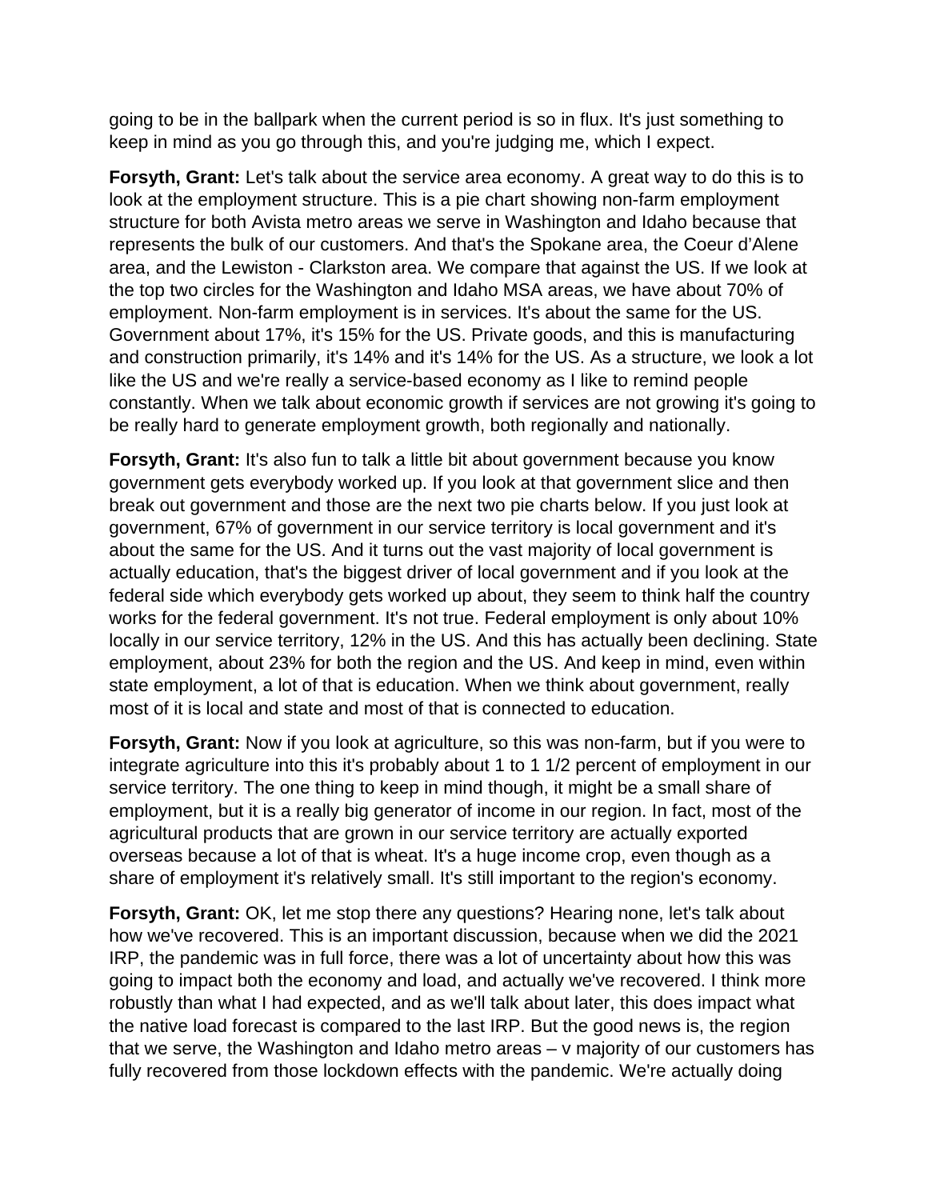going to be in the ballpark when the current period is so in flux. It's just something to keep in mind as you go through this, and you're judging me, which I expect.

**Forsyth, Grant:** Let's talk about the service area economy. A great way to do this is to look at the employment structure. This is a pie chart showing non-farm employment structure for both Avista metro areas we serve in Washington and Idaho because that represents the bulk of our customers. And that's the Spokane area, the Coeur d'Alene area, and the Lewiston - Clarkston area. We compare that against the US. If we look at the top two circles for the Washington and Idaho MSA areas, we have about 70% of employment. Non-farm employment is in services. It's about the same for the US. Government about 17%, it's 15% for the US. Private goods, and this is manufacturing and construction primarily, it's 14% and it's 14% for the US. As a structure, we look a lot like the US and we're really a service-based economy as I like to remind people constantly. When we talk about economic growth if services are not growing it's going to be really hard to generate employment growth, both regionally and nationally.

**Forsyth, Grant:** It's also fun to talk a little bit about government because you know government gets everybody worked up. If you look at that government slice and then break out government and those are the next two pie charts below. If you just look at government, 67% of government in our service territory is local government and it's about the same for the US. And it turns out the vast majority of local government is actually education, that's the biggest driver of local government and if you look at the federal side which everybody gets worked up about, they seem to think half the country works for the federal government. It's not true. Federal employment is only about 10% locally in our service territory, 12% in the US. And this has actually been declining. State employment, about 23% for both the region and the US. And keep in mind, even within state employment, a lot of that is education. When we think about government, really most of it is local and state and most of that is connected to education.

**Forsyth, Grant:** Now if you look at agriculture, so this was non-farm, but if you were to integrate agriculture into this it's probably about 1 to 1 1/2 percent of employment in our service territory. The one thing to keep in mind though, it might be a small share of employment, but it is a really big generator of income in our region. In fact, most of the agricultural products that are grown in our service territory are actually exported overseas because a lot of that is wheat. It's a huge income crop, even though as a share of employment it's relatively small. It's still important to the region's economy.

**Forsyth, Grant:** OK, let me stop there any questions? Hearing none, let's talk about how we've recovered. This is an important discussion, because when we did the 2021 IRP, the pandemic was in full force, there was a lot of uncertainty about how this was going to impact both the economy and load, and actually we've recovered. I think more robustly than what I had expected, and as we'll talk about later, this does impact what the native load forecast is compared to the last IRP. But the good news is, the region that we serve, the Washington and Idaho metro areas – v majority of our customers has fully recovered from those lockdown effects with the pandemic. We're actually doing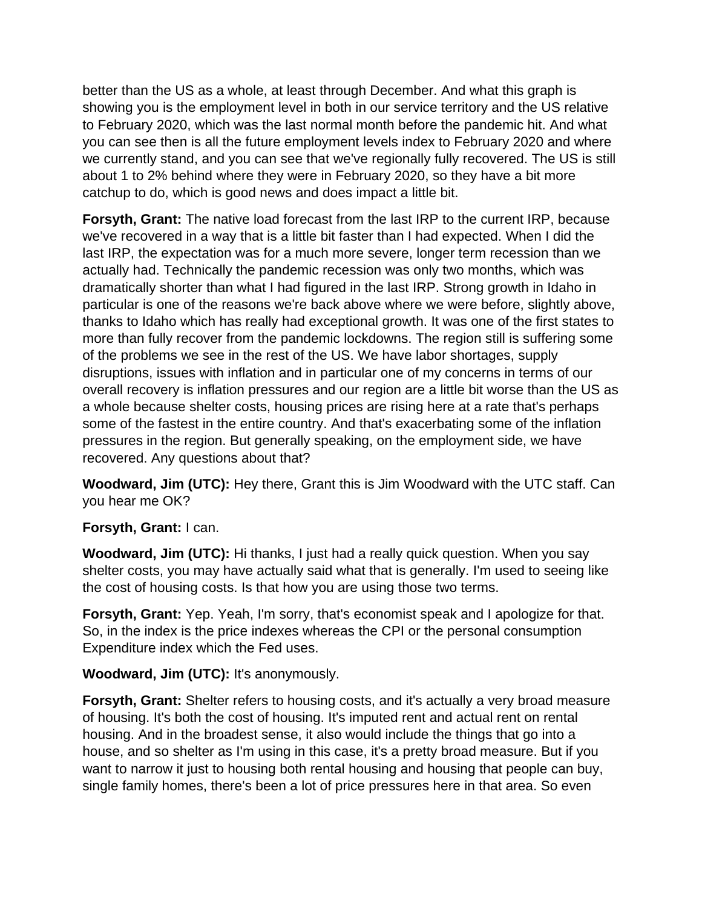better than the US as a whole, at least through December. And what this graph is showing you is the employment level in both in our service territory and the US relative to February 2020, which was the last normal month before the pandemic hit. And what you can see then is all the future employment levels index to February 2020 and where we currently stand, and you can see that we've regionally fully recovered. The US is still about 1 to 2% behind where they were in February 2020, so they have a bit more catchup to do, which is good news and does impact a little bit.

**Forsyth, Grant:** The native load forecast from the last IRP to the current IRP, because we've recovered in a way that is a little bit faster than I had expected. When I did the last IRP, the expectation was for a much more severe, longer term recession than we actually had. Technically the pandemic recession was only two months, which was dramatically shorter than what I had figured in the last IRP. Strong growth in Idaho in particular is one of the reasons we're back above where we were before, slightly above, thanks to Idaho which has really had exceptional growth. It was one of the first states to more than fully recover from the pandemic lockdowns. The region still is suffering some of the problems we see in the rest of the US. We have labor shortages, supply disruptions, issues with inflation and in particular one of my concerns in terms of our overall recovery is inflation pressures and our region are a little bit worse than the US as a whole because shelter costs, housing prices are rising here at a rate that's perhaps some of the fastest in the entire country. And that's exacerbating some of the inflation pressures in the region. But generally speaking, on the employment side, we have recovered. Any questions about that?

**Woodward, Jim (UTC):** Hey there, Grant this is Jim Woodward with the UTC staff. Can you hear me OK?

**Forsyth, Grant:** I can.

**Woodward, Jim (UTC):** Hi thanks, I just had a really quick question. When you say shelter costs, you may have actually said what that is generally. I'm used to seeing like the cost of housing costs. Is that how you are using those two terms.

**Forsyth, Grant:** Yep. Yeah, I'm sorry, that's economist speak and I apologize for that. So, in the index is the price indexes whereas the CPI or the personal consumption Expenditure index which the Fed uses.

**Woodward, Jim (UTC):** It's anonymously.

**Forsyth, Grant:** Shelter refers to housing costs, and it's actually a very broad measure of housing. It's both the cost of housing. It's imputed rent and actual rent on rental housing. And in the broadest sense, it also would include the things that go into a house, and so shelter as I'm using in this case, it's a pretty broad measure. But if you want to narrow it just to housing both rental housing and housing that people can buy, single family homes, there's been a lot of price pressures here in that area. So even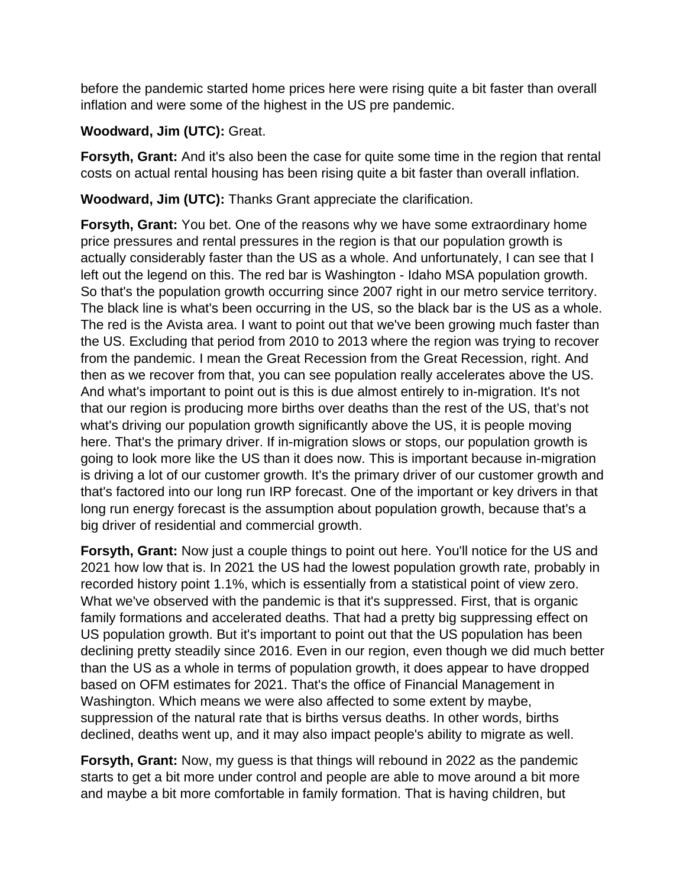before the pandemic started home prices here were rising quite a bit faster than overall inflation and were some of the highest in the US pre pandemic.

**Woodward, Jim (UTC):** Great.

**Forsyth, Grant:** And it's also been the case for quite some time in the region that rental costs on actual rental housing has been rising quite a bit faster than overall inflation.

**Woodward, Jim (UTC):** Thanks Grant appreciate the clarification.

**Forsyth, Grant:** You bet. One of the reasons why we have some extraordinary home price pressures and rental pressures in the region is that our population growth is actually considerably faster than the US as a whole. And unfortunately, I can see that I left out the legend on this. The red bar is Washington - Idaho MSA population growth. So that's the population growth occurring since 2007 right in our metro service territory. The black line is what's been occurring in the US, so the black bar is the US as a whole. The red is the Avista area. I want to point out that we've been growing much faster than the US. Excluding that period from 2010 to 2013 where the region was trying to recover from the pandemic. I mean the Great Recession from the Great Recession, right. And then as we recover from that, you can see population really accelerates above the US. And what's important to point out is this is due almost entirely to in-migration. It's not that our region is producing more births over deaths than the rest of the US, that’s not what's driving our population growth significantly above the US, it is people moving here. That's the primary driver. If in-migration slows or stops, our population growth is going to look more like the US than it does now. This is important because in-migration is driving a lot of our customer growth. It's the primary driver of our customer growth and that's factored into our long run IRP forecast. One of the important or key drivers in that long run energy forecast is the assumption about population growth, because that's a big driver of residential and commercial growth.

**Forsyth, Grant:** Now just a couple things to point out here. You'll notice for the US and 2021 how low that is. In 2021 the US had the lowest population growth rate, probably in recorded history point 1.1%, which is essentially from a statistical point of view zero. What we've observed with the pandemic is that it's suppressed. First, that is organic family formations and accelerated deaths. That had a pretty big suppressing effect on US population growth. But it's important to point out that the US population has been declining pretty steadily since 2016. Even in our region, even though we did much better than the US as a whole in terms of population growth, it does appear to have dropped based on OFM estimates for 2021. That's the office of Financial Management in Washington. Which means we were also affected to some extent by maybe, suppression of the natural rate that is births versus deaths. In other words, births declined, deaths went up, and it may also impact people's ability to migrate as well.

**Forsyth, Grant:** Now, my guess is that things will rebound in 2022 as the pandemic starts to get a bit more under control and people are able to move around a bit more and maybe a bit more comfortable in family formation. That is having children, but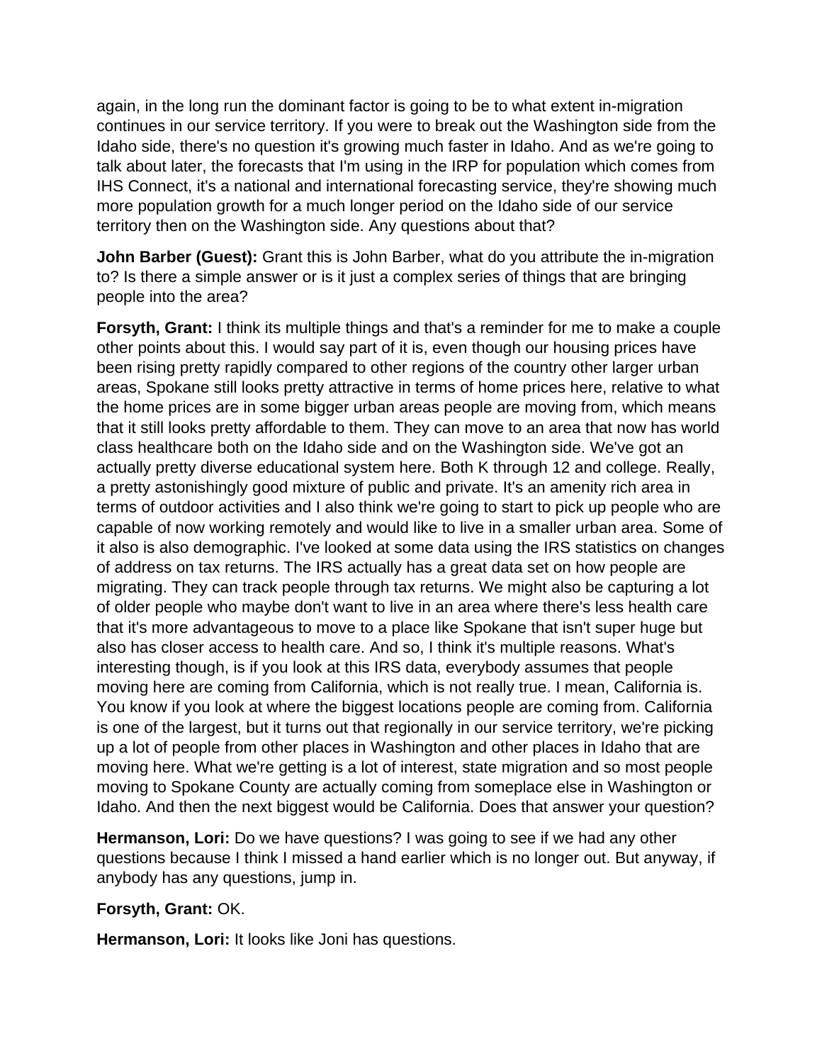again, in the long run the dominant factor is going to be to what extent in-migration continues in our service territory. If you were to break out the Washington side from the Idaho side, there's no question it's growing much faster in Idaho. And as we're going to talk about later, the forecasts that I'm using in the IRP for population which comes from IHS Connect, it's a national and international forecasting service, they're showing much more population growth for a much longer period on the Idaho side of our service territory then on the Washington side. Any questions about that?

**John Barber (Guest):** Grant this is John Barber, what do you attribute the in-migration to? Is there a simple answer or is it just a complex series of things that are bringing people into the area?

**Forsyth, Grant:** I think its multiple things and that's a reminder for me to make a couple other points about this. I would say part of it is, even though our housing prices have been rising pretty rapidly compared to other regions of the country other larger urban areas, Spokane still looks pretty attractive in terms of home prices here, relative to what the home prices are in some bigger urban areas people are moving from, which means that it still looks pretty affordable to them. They can move to an area that now has world class healthcare both on the Idaho side and on the Washington side. We've got an actually pretty diverse educational system here. Both K through 12 and college. Really, a pretty astonishingly good mixture of public and private. It's an amenity rich area in terms of outdoor activities and I also think we're going to start to pick up people who are capable of now working remotely and would like to live in a smaller urban area. Some of it also is also demographic. I've looked at some data using the IRS statistics on changes of address on tax returns. The IRS actually has a great data set on how people are migrating. They can track people through tax returns. We might also be capturing a lot of older people who maybe don't want to live in an area where there's less health care that it's more advantageous to move to a place like Spokane that isn't super huge but also has closer access to health care. And so, I think it's multiple reasons. What's interesting though, is if you look at this IRS data, everybody assumes that people moving here are coming from California, which is not really true. I mean, California is. You know if you look at where the biggest locations people are coming from. California is one of the largest, but it turns out that regionally in our service territory, we're picking up a lot of people from other places in Washington and other places in Idaho that are moving here. What we're getting is a lot of interest, state migration and so most people moving to Spokane County are actually coming from someplace else in Washington or Idaho. And then the next biggest would be California. Does that answer your question?

**Hermanson, Lori:** Do we have questions? I was going to see if we had any other questions because I think I missed a hand earlier which is no longer out. But anyway, if anybody has any questions, jump in.

**Forsyth, Grant:** OK.

**Hermanson, Lori:** It looks like Joni has questions.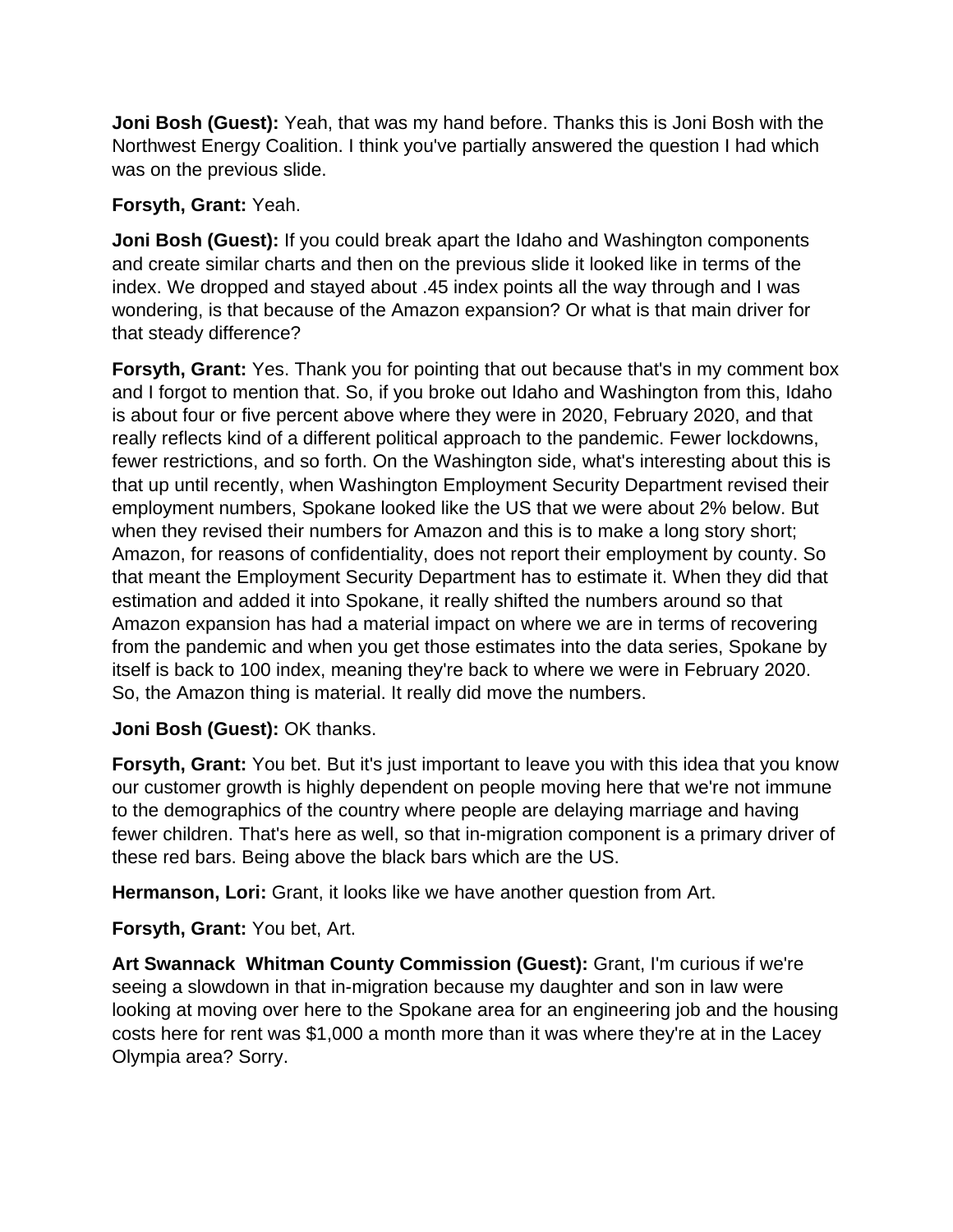**Joni Bosh (Guest):** Yeah, that was my hand before. Thanks this is Joni Bosh with the Northwest Energy Coalition. I think you've partially answered the question I had which was on the previous slide.

**Forsyth, Grant:** Yeah.

**Joni Bosh (Guest):** If you could break apart the Idaho and Washington components and create similar charts and then on the previous slide it looked like in terms of the index. We dropped and stayed about .45 index points all the way through and I was wondering, is that because of the Amazon expansion? Or what is that main driver for that steady difference?

**Forsyth, Grant:** Yes. Thank you for pointing that out because that's in my comment box and I forgot to mention that. So, if you broke out Idaho and Washington from this, Idaho is about four or five percent above where they were in 2020, February 2020, and that really reflects kind of a different political approach to the pandemic. Fewer lockdowns, fewer restrictions, and so forth. On the Washington side, what's interesting about this is that up until recently, when Washington Employment Security Department revised their employment numbers, Spokane looked like the US that we were about 2% below. But when they revised their numbers for Amazon and this is to make a long story short; Amazon, for reasons of confidentiality, does not report their employment by county. So that meant the Employment Security Department has to estimate it. When they did that estimation and added it into Spokane, it really shifted the numbers around so that Amazon expansion has had a material impact on where we are in terms of recovering from the pandemic and when you get those estimates into the data series, Spokane by itself is back to 100 index, meaning they're back to where we were in February 2020. So, the Amazon thing is material. It really did move the numbers.

**Joni Bosh (Guest):** OK thanks.

**Forsyth, Grant:** You bet. But it's just important to leave you with this idea that you know our customer growth is highly dependent on people moving here that we're not immune to the demographics of the country where people are delaying marriage and having fewer children. That's here as well, so that in-migration component is a primary driver of these red bars. Being above the black bars which are the US.

**Hermanson, Lori:** Grant, it looks like we have another question from Art.

**Forsyth, Grant:** You bet, Art.

**Art Swannack Whitman County Commission (Guest):** Grant, I'm curious if we're seeing a slowdown in that in-migration because my daughter and son in law were looking at moving over here to the Spokane area for an engineering job and the housing costs here for rent was $1,000 a month more than it was where they're at in the Lacey Olympia area? Sorry.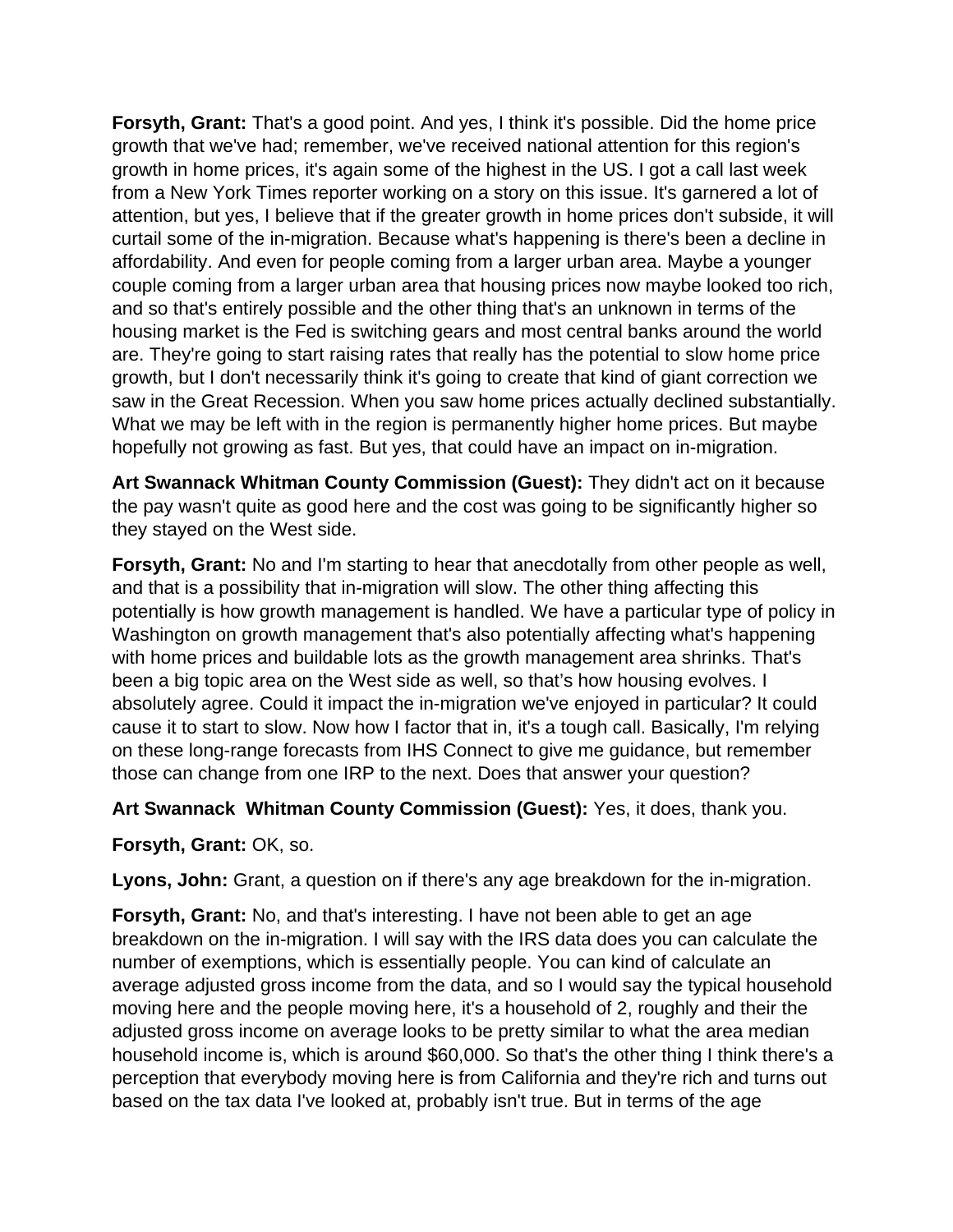**Forsyth, Grant:** That's a good point. And yes, I think it's possible. Did the home price growth that we've had; remember, we've received national attention for this region's growth in home prices, it's again some of the highest in the US. I got a call last week from a New York Times reporter working on a story on this issue. It's garnered a lot of attention, but yes, I believe that if the greater growth in home prices don't subside, it will curtail some of the in-migration. Because what's happening is there's been a decline in affordability. And even for people coming from a larger urban area. Maybe a younger couple coming from a larger urban area that housing prices now maybe looked too rich, and so that's entirely possible and the other thing that's an unknown in terms of the housing market is the Fed is switching gears and most central banks around the world are. They're going to start raising rates that really has the potential to slow home price growth, but I don't necessarily think it's going to create that kind of giant correction we saw in the Great Recession. When you saw home prices actually declined substantially. What we may be left with in the region is permanently higher home prices. But maybe hopefully not growing as fast. But yes, that could have an impact on in-migration.

**Art Swannack Whitman County Commission (Guest):** They didn't act on it because the pay wasn't quite as good here and the cost was going to be significantly higher so they stayed on the West side.

**Forsyth, Grant:** No and I'm starting to hear that anecdotally from other people as well, and that is a possibility that in-migration will slow. The other thing affecting this potentially is how growth management is handled. We have a particular type of policy in Washington on growth management that's also potentially affecting what's happening with home prices and buildable lots as the growth management area shrinks. That's been a big topic area on the West side as well, so that's how housing evolves. I absolutely agree. Could it impact the in-migration we've enjoyed in particular? It could cause it to start to slow. Now how I factor that in, it's a tough call. Basically, I'm relying on these long-range forecasts from IHS Connect to give me guidance, but remember those can change from one IRP to the next. Does that answer your question?

**Art Swannack Whitman County Commission (Guest):** Yes, it does, thank you.

**Forsyth, Grant:** OK, so.

**Lyons, John:** Grant, a question on if there's any age breakdown for the in-migration.

**Forsyth, Grant:** No, and that's interesting. I have not been able to get an age breakdown on the in-migration. I will say with the IRS data does you can calculate the number of exemptions, which is essentially people. You can kind of calculate an average adjusted gross income from the data, and so I would say the typical household moving here and the people moving here, it's a household of 2, roughly and their the adjusted gross income on average looks to be pretty similar to what the area median household income is, which is around $60,000. So that's the other thing I think there's a perception that everybody moving here is from California and they're rich and turns out based on the tax data I've looked at, probably isn't true. But in terms of the age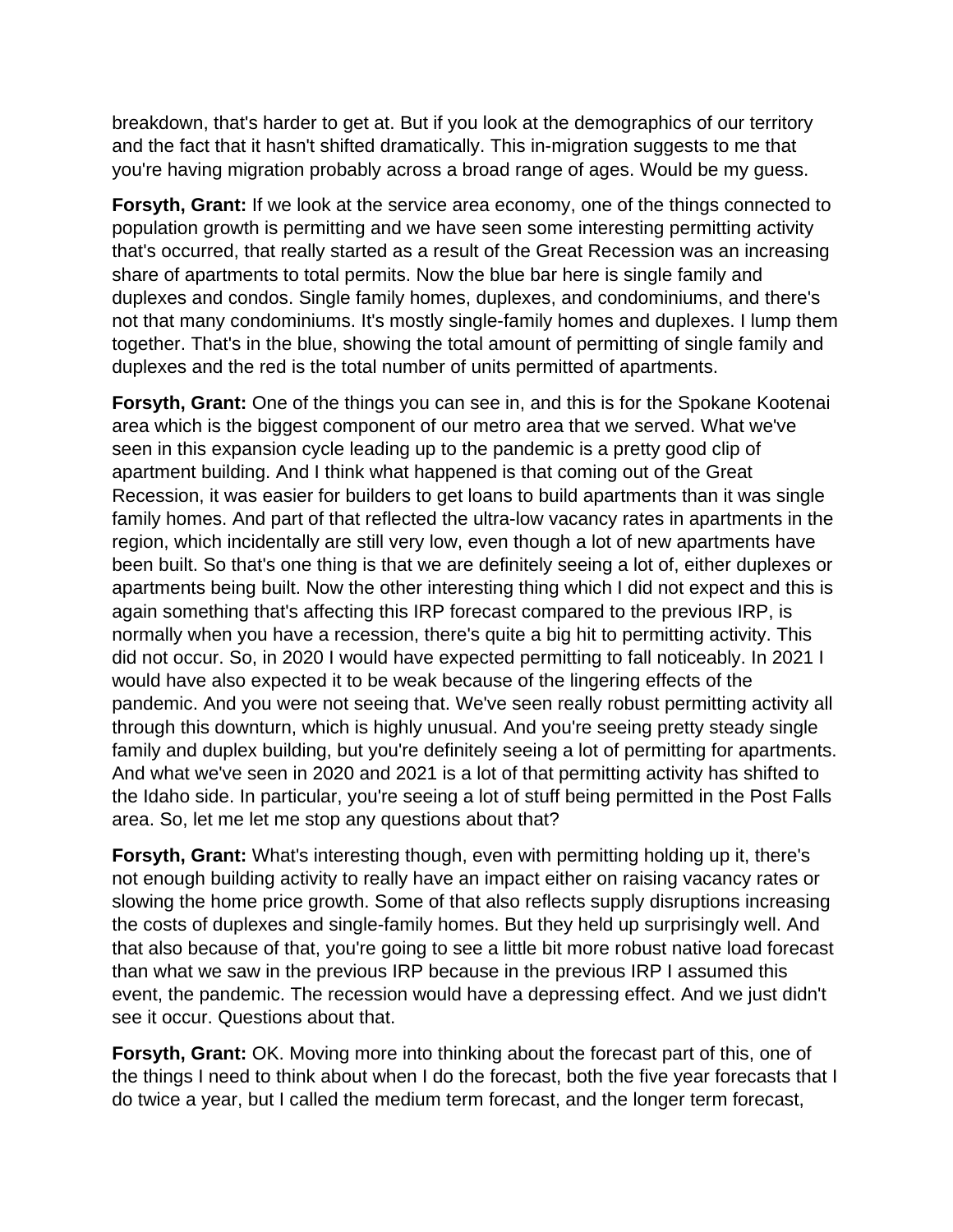breakdown, that's harder to get at. But if you look at the demographics of our territory and the fact that it hasn't shifted dramatically. This in-migration suggests to me that you're having migration probably across a broad range of ages. Would be my guess.

**Forsyth, Grant:** If we look at the service area economy, one of the things connected to population growth is permitting and we have seen some interesting permitting activity that's occurred, that really started as a result of the Great Recession was an increasing share of apartments to total permits. Now the blue bar here is single family and duplexes and condos. Single family homes, duplexes, and condominiums, and there's not that many condominiums. It's mostly single-family homes and duplexes. I lump them together. That's in the blue, showing the total amount of permitting of single family and duplexes and the red is the total number of units permitted of apartments.

**Forsyth, Grant:** One of the things you can see in, and this is for the Spokane Kootenai area which is the biggest component of our metro area that we served. What we've seen in this expansion cycle leading up to the pandemic is a pretty good clip of apartment building. And I think what happened is that coming out of the Great Recession, it was easier for builders to get loans to build apartments than it was single family homes. And part of that reflected the ultra-low vacancy rates in apartments in the region, which incidentally are still very low, even though a lot of new apartments have been built. So that's one thing is that we are definitely seeing a lot of, either duplexes or apartments being built. Now the other interesting thing which I did not expect and this is again something that's affecting this IRP forecast compared to the previous IRP, is normally when you have a recession, there's quite a big hit to permitting activity. This did not occur. So, in 2020 I would have expected permitting to fall noticeably. In 2021 I would have also expected it to be weak because of the lingering effects of the pandemic. And you were not seeing that. We've seen really robust permitting activity all through this downturn, which is highly unusual. And you're seeing pretty steady single family and duplex building, but you're definitely seeing a lot of permitting for apartments. And what we've seen in 2020 and 2021 is a lot of that permitting activity has shifted to the Idaho side. In particular, you're seeing a lot of stuff being permitted in the Post Falls area. So, let me let me stop any questions about that?

**Forsyth, Grant:** What's interesting though, even with permitting holding up it, there's not enough building activity to really have an impact either on raising vacancy rates or slowing the home price growth. Some of that also reflects supply disruptions increasing the costs of duplexes and single-family homes. But they held up surprisingly well. And that also because of that, you're going to see a little bit more robust native load forecast than what we saw in the previous IRP because in the previous IRP I assumed this event, the pandemic. The recession would have a depressing effect. And we just didn't see it occur. Questions about that.

**Forsyth, Grant:** OK. Moving more into thinking about the forecast part of this, one of the things I need to think about when I do the forecast, both the five year forecasts that I do twice a year, but I called the medium term forecast, and the longer term forecast,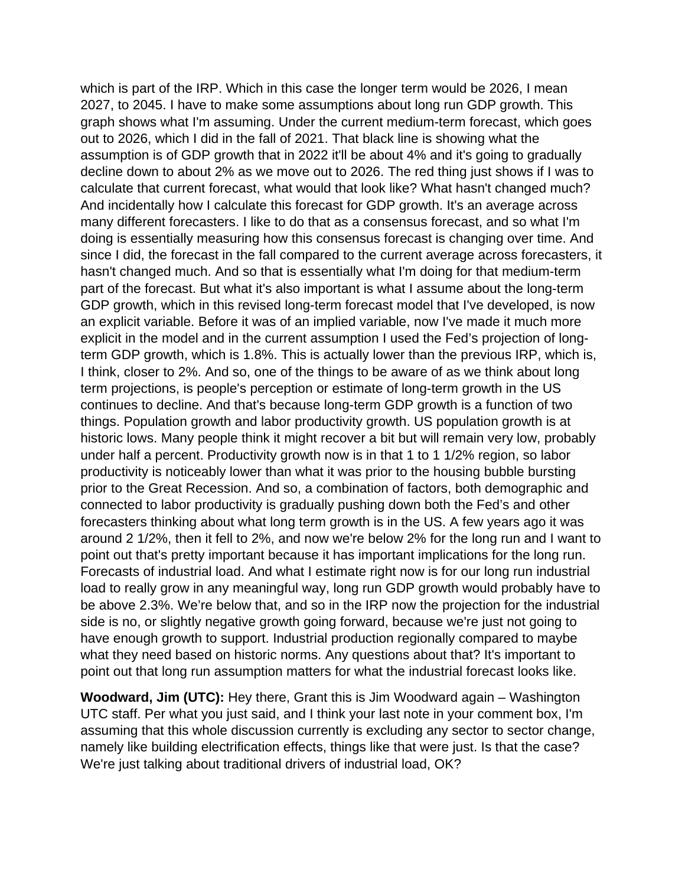which is part of the IRP. Which in this case the longer term would be 2026, I mean 2027, to 2045. I have to make some assumptions about long run GDP growth. This graph shows what I'm assuming. Under the current medium-term forecast, which goes out to 2026, which I did in the fall of 2021. That black line is showing what the assumption is of GDP growth that in 2022 it'll be about 4% and it's going to gradually decline down to about 2% as we move out to 2026. The red thing just shows if I was to calculate that current forecast, what would that look like? What hasn't changed much? And incidentally how I calculate this forecast for GDP growth. It's an average across many different forecasters. I like to do that as a consensus forecast, and so what I'm doing is essentially measuring how this consensus forecast is changing over time. And since I did, the forecast in the fall compared to the current average across forecasters, it hasn't changed much. And so that is essentially what I'm doing for that medium-term part of the forecast. But what it's also important is what I assume about the long-term GDP growth, which in this revised long-term forecast model that I've developed, is now an explicit variable. Before it was of an implied variable, now I've made it much more explicit in the model and in the current assumption I used the Fed's projection of long-term GDP growth, which is 1.8%. This is actually lower than the previous IRP, which is, I think, closer to 2%. And so, one of the things to be aware of as we think about long term projections, is people's perception or estimate of long-term growth in the US continues to decline. And that's because long-term GDP growth is a function of two things. Population growth and labor productivity growth. US population growth is at historic lows. Many people think it might recover a bit but will remain very low, probably under half a percent. Productivity growth now is in that 1 to 1 1/2% region, so labor productivity is noticeably lower than what it was prior to the housing bubble bursting prior to the Great Recession. And so, a combination of factors, both demographic and connected to labor productivity is gradually pushing down both the Fed's and other forecasters thinking about what long term growth is in the US. A few years ago it was around 2 1/2%, then it fell to 2%, and now we're below 2% for the long run and I want to point out that's pretty important because it has important implications for the long run. Forecasts of industrial load. And what I estimate right now is for our long run industrial load to really grow in any meaningful way, long run GDP growth would probably have to be above 2.3%. We're below that, and so in the IRP now the projection for the industrial side is no, or slightly negative growth going forward, because we're just not going to have enough growth to support. Industrial production regionally compared to maybe what they need based on historic norms. Any questions about that? It's important to point out that long run assumption matters for what the industrial forecast looks like.

**Woodward, Jim (UTC):** Hey there, Grant this is Jim Woodward again – Washington UTC staff. Per what you just said, and I think your last note in your comment box, I'm assuming that this whole discussion currently is excluding any sector to sector change, namely like building electrification effects, things like that were just. Is that the case? We're just talking about traditional drivers of industrial load, OK?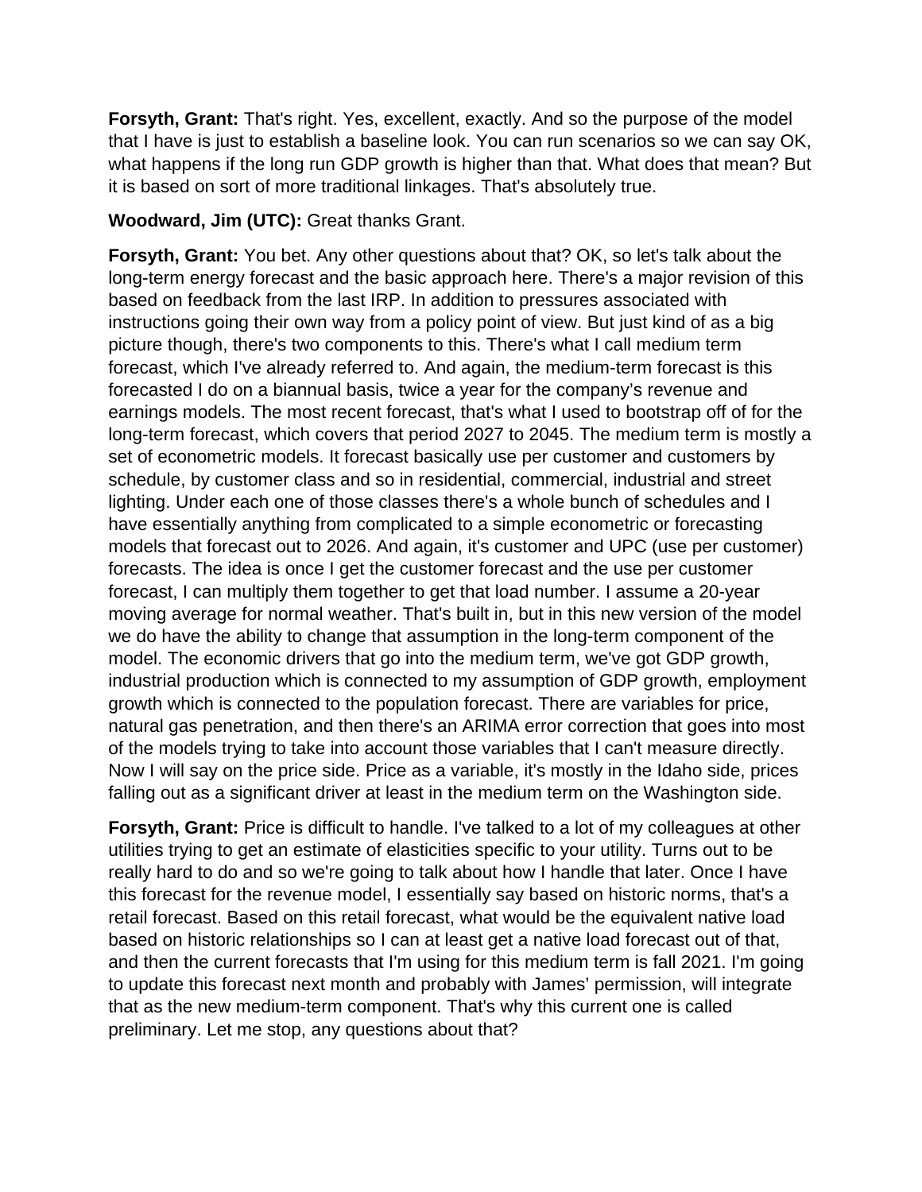**Forsyth, Grant:** That's right. Yes, excellent, exactly. And so the purpose of the model that I have is just to establish a baseline look. You can run scenarios so we can say OK, what happens if the long run GDP growth is higher than that. What does that mean? But it is based on sort of more traditional linkages. That's absolutely true.

**Woodward, Jim (UTC):** Great thanks Grant.

**Forsyth, Grant:** You bet. Any other questions about that? OK, so let's talk about the long-term energy forecast and the basic approach here. There's a major revision of this based on feedback from the last IRP. In addition to pressures associated with instructions going their own way from a policy point of view. But just kind of as a big picture though, there's two components to this. There's what I call medium term forecast, which I've already referred to. And again, the medium-term forecast is this forecasted I do on a biannual basis, twice a year for the company's revenue and earnings models. The most recent forecast, that's what I used to bootstrap off of for the long-term forecast, which covers that period 2027 to 2045. The medium term is mostly a set of econometric models. It forecast basically use per customer and customers by schedule, by customer class and so in residential, commercial, industrial and street lighting. Under each one of those classes there's a whole bunch of schedules and I have essentially anything from complicated to a simple econometric or forecasting models that forecast out to 2026. And again, it's customer and UPC (use per customer) forecasts. The idea is once I get the customer forecast and the use per customer forecast, I can multiply them together to get that load number. I assume a 20-year moving average for normal weather. That's built in, but in this new version of the model we do have the ability to change that assumption in the long-term component of the model. The economic drivers that go into the medium term, we've got GDP growth, industrial production which is connected to my assumption of GDP growth, employment growth which is connected to the population forecast. There are variables for price, natural gas penetration, and then there's an ARIMA error correction that goes into most of the models trying to take into account those variables that I can't measure directly. Now I will say on the price side. Price as a variable, it's mostly in the Idaho side, prices falling out as a significant driver at least in the medium term on the Washington side.

**Forsyth, Grant:** Price is difficult to handle. I've talked to a lot of my colleagues at other utilities trying to get an estimate of elasticities specific to your utility. Turns out to be really hard to do and so we're going to talk about how I handle that later. Once I have this forecast for the revenue model, I essentially say based on historic norms, that's a retail forecast. Based on this retail forecast, what would be the equivalent native load based on historic relationships so I can at least get a native load forecast out of that, and then the current forecasts that I'm using for this medium term is fall 2021. I'm going to update this forecast next month and probably with James' permission, will integrate that as the new medium-term component. That's why this current one is called preliminary. Let me stop, any questions about that?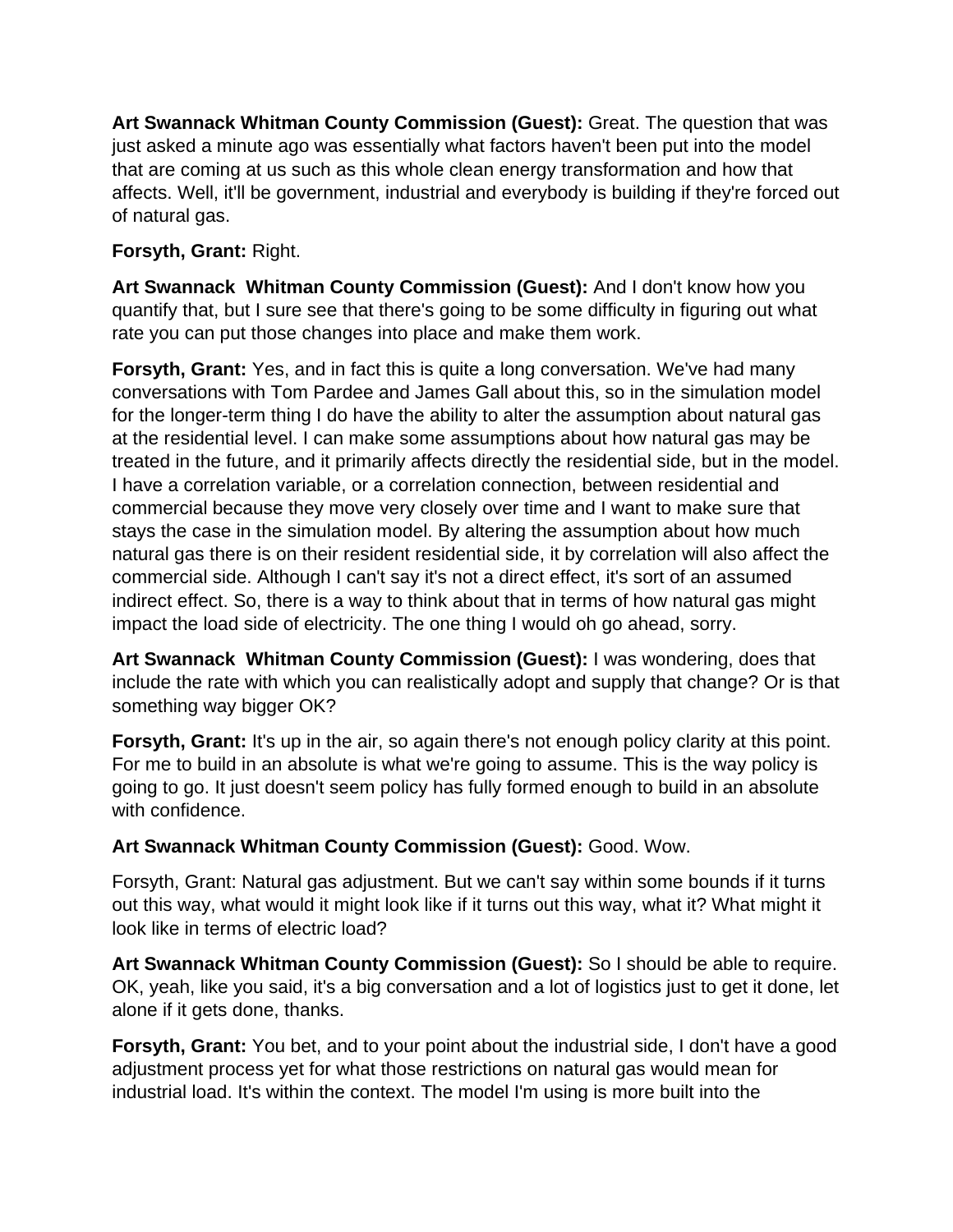**Art Swannack Whitman County Commission (Guest):** Great. The question that was just asked a minute ago was essentially what factors haven't been put into the model that are coming at us such as this whole clean energy transformation and how that affects. Well, it'll be government, industrial and everybody is building if they're forced out of natural gas.

**Forsyth, Grant:** Right.

**Art Swannack  Whitman County Commission (Guest):** And I don't know how you quantify that, but I sure see that there's going to be some difficulty in figuring out what rate you can put those changes into place and make them work.

**Forsyth, Grant:** Yes, and in fact this is quite a long conversation. We've had many conversations with Tom Pardee and James Gall about this, so in the simulation model for the longer-term thing I do have the ability to alter the assumption about natural gas at the residential level. I can make some assumptions about how natural gas may be treated in the future, and it primarily affects directly the residential side, but in the model. I have a correlation variable, or a correlation connection, between residential and commercial because they move very closely over time and I want to make sure that stays the case in the simulation model. By altering the assumption about how much natural gas there is on their resident residential side, it by correlation will also affect the commercial side. Although I can't say it's not a direct effect, it's sort of an assumed indirect effect. So, there is a way to think about that in terms of how natural gas might impact the load side of electricity. The one thing I would oh go ahead, sorry.

**Art Swannack  Whitman County Commission (Guest):** I was wondering, does that include the rate with which you can realistically adopt and supply that change? Or is that something way bigger OK?

**Forsyth, Grant:** It's up in the air, so again there's not enough policy clarity at this point. For me to build in an absolute is what we're going to assume. This is the way policy is going to go. It just doesn't seem policy has fully formed enough to build in an absolute with confidence.

**Art Swannack Whitman County Commission (Guest):** Good. Wow.

Forsyth, Grant: Natural gas adjustment. But we can't say within some bounds if it turns out this way, what would it might look like if it turns out this way, what it? What might it look like in terms of electric load?

**Art Swannack Whitman County Commission (Guest):** So I should be able to require. OK, yeah, like you said, it's a big conversation and a lot of logistics just to get it done, let alone if it gets done, thanks.

**Forsyth, Grant:** You bet, and to your point about the industrial side, I don't have a good adjustment process yet for what those restrictions on natural gas would mean for industrial load. It's within the context. The model I'm using is more built into the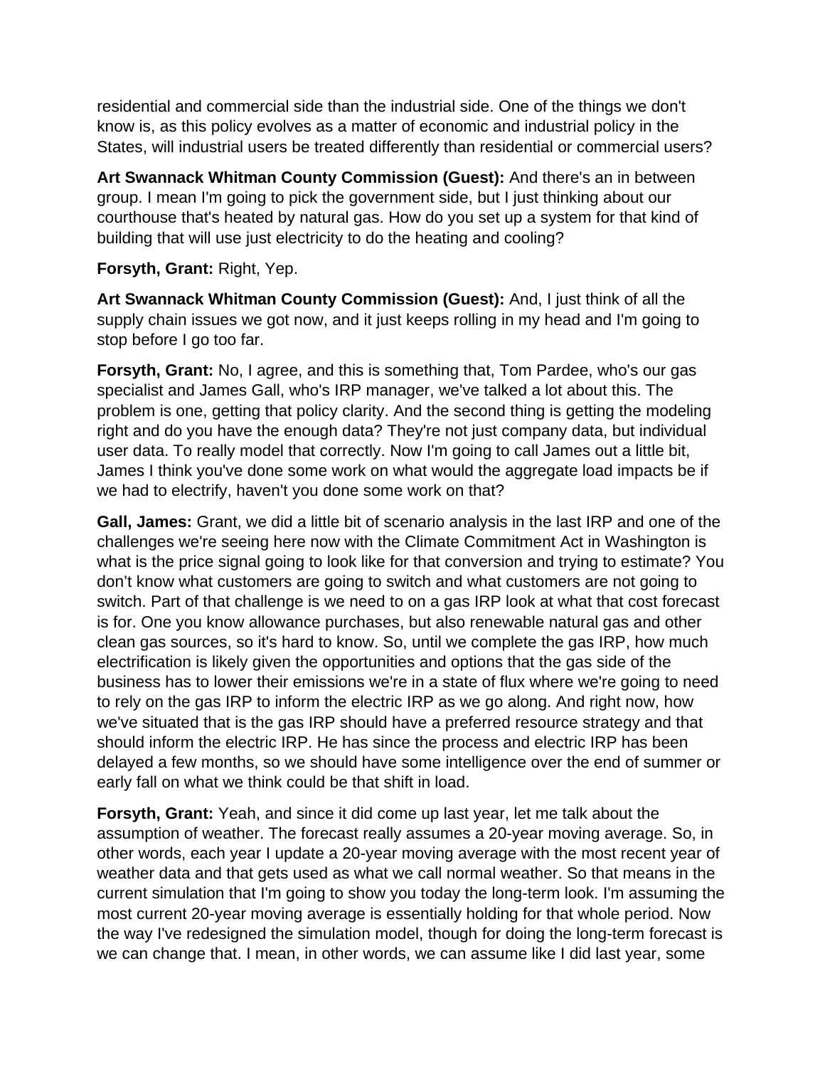residential and commercial side than the industrial side. One of the things we don't know is, as this policy evolves as a matter of economic and industrial policy in the States, will industrial users be treated differently than residential or commercial users?

**Art Swannack Whitman County Commission (Guest):** And there's an in between group. I mean I'm going to pick the government side, but I just thinking about our courthouse that's heated by natural gas. How do you set up a system for that kind of building that will use just electricity to do the heating and cooling?

**Forsyth, Grant:** Right, Yep.

**Art Swannack Whitman County Commission (Guest):** And, I just think of all the supply chain issues we got now, and it just keeps rolling in my head and I'm going to stop before I go too far.

**Forsyth, Grant:** No, I agree, and this is something that, Tom Pardee, who's our gas specialist and James Gall, who's IRP manager, we've talked a lot about this. The problem is one, getting that policy clarity. And the second thing is getting the modeling right and do you have the enough data? They're not just company data, but individual user data. To really model that correctly. Now I'm going to call James out a little bit, James I think you've done some work on what would the aggregate load impacts be if we had to electrify, haven't you done some work on that?

**Gall, James:** Grant, we did a little bit of scenario analysis in the last IRP and one of the challenges we're seeing here now with the Climate Commitment Act in Washington is what is the price signal going to look like for that conversion and trying to estimate? You don't know what customers are going to switch and what customers are not going to switch. Part of that challenge is we need to on a gas IRP look at what that cost forecast is for. One you know allowance purchases, but also renewable natural gas and other clean gas sources, so it's hard to know. So, until we complete the gas IRP, how much electrification is likely given the opportunities and options that the gas side of the business has to lower their emissions we're in a state of flux where we're going to need to rely on the gas IRP to inform the electric IRP as we go along. And right now, how we've situated that is the gas IRP should have a preferred resource strategy and that should inform the electric IRP. He has since the process and electric IRP has been delayed a few months, so we should have some intelligence over the end of summer or early fall on what we think could be that shift in load.

**Forsyth, Grant:** Yeah, and since it did come up last year, let me talk about the assumption of weather. The forecast really assumes a 20-year moving average. So, in other words, each year I update a 20-year moving average with the most recent year of weather data and that gets used as what we call normal weather. So that means in the current simulation that I'm going to show you today the long-term look. I'm assuming the most current 20-year moving average is essentially holding for that whole period. Now the way I've redesigned the simulation model, though for doing the long-term forecast is we can change that. I mean, in other words, we can assume like I did last year, some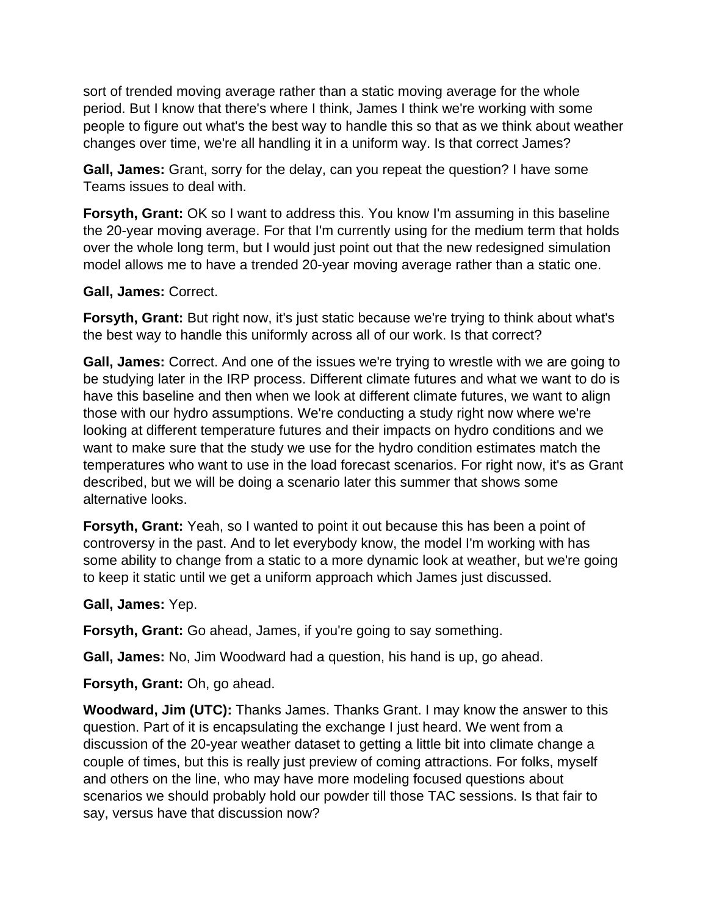sort of trended moving average rather than a static moving average for the whole period. But I know that there's where I think, James I think we're working with some people to figure out what's the best way to handle this so that as we think about weather changes over time, we're all handling it in a uniform way. Is that correct James?

**Gall, James:** Grant, sorry for the delay, can you repeat the question? I have some Teams issues to deal with.

**Forsyth, Grant:** OK so I want to address this. You know I'm assuming in this baseline the 20-year moving average. For that I'm currently using for the medium term that holds over the whole long term, but I would just point out that the new redesigned simulation model allows me to have a trended 20-year moving average rather than a static one.

**Gall, James:** Correct.

**Forsyth, Grant:** But right now, it's just static because we're trying to think about what's the best way to handle this uniformly across all of our work. Is that correct?

**Gall, James:** Correct. And one of the issues we're trying to wrestle with we are going to be studying later in the IRP process. Different climate futures and what we want to do is have this baseline and then when we look at different climate futures, we want to align those with our hydro assumptions. We're conducting a study right now where we're looking at different temperature futures and their impacts on hydro conditions and we want to make sure that the study we use for the hydro condition estimates match the temperatures who want to use in the load forecast scenarios. For right now, it's as Grant described, but we will be doing a scenario later this summer that shows some alternative looks.

**Forsyth, Grant:** Yeah, so I wanted to point it out because this has been a point of controversy in the past. And to let everybody know, the model I'm working with has some ability to change from a static to a more dynamic look at weather, but we're going to keep it static until we get a uniform approach which James just discussed.

**Gall, James:** Yep.

**Forsyth, Grant:** Go ahead, James, if you're going to say something.

**Gall, James:** No, Jim Woodward had a question, his hand is up, go ahead.

**Forsyth, Grant:** Oh, go ahead.

**Woodward, Jim (UTC):** Thanks James. Thanks Grant. I may know the answer to this question. Part of it is encapsulating the exchange I just heard. We went from a discussion of the 20-year weather dataset to getting a little bit into climate change a couple of times, but this is really just preview of coming attractions. For folks, myself and others on the line, who may have more modeling focused questions about scenarios we should probably hold our powder till those TAC sessions. Is that fair to say, versus have that discussion now?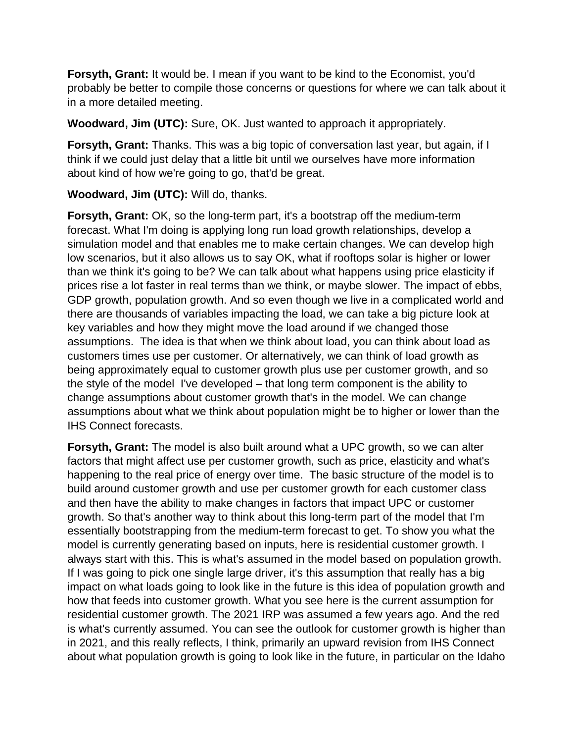**Forsyth, Grant:** It would be. I mean if you want to be kind to the Economist, you'd probably be better to compile those concerns or questions for where we can talk about it in a more detailed meeting.

**Woodward, Jim (UTC):** Sure, OK. Just wanted to approach it appropriately.

**Forsyth, Grant:** Thanks. This was a big topic of conversation last year, but again, if I think if we could just delay that a little bit until we ourselves have more information about kind of how we're going to go, that'd be great.

**Woodward, Jim (UTC):** Will do, thanks.

**Forsyth, Grant:** OK, so the long-term part, it's a bootstrap off the medium-term forecast. What I'm doing is applying long run load growth relationships, develop a simulation model and that enables me to make certain changes. We can develop high low scenarios, but it also allows us to say OK, what if rooftops solar is higher or lower than we think it's going to be? We can talk about what happens using price elasticity if prices rise a lot faster in real terms than we think, or maybe slower. The impact of ebbs, GDP growth, population growth. And so even though we live in a complicated world and there are thousands of variables impacting the load, we can take a big picture look at key variables and how they might move the load around if we changed those assumptions. The idea is that when we think about load, you can think about load as customers times use per customer. Or alternatively, we can think of load growth as being approximately equal to customer growth plus use per customer growth, and so the style of the model I've developed – that long term component is the ability to change assumptions about customer growth that's in the model. We can change assumptions about what we think about population might be to higher or lower than the IHS Connect forecasts.

**Forsyth, Grant:** The model is also built around what a UPC growth, so we can alter factors that might affect use per customer growth, such as price, elasticity and what's happening to the real price of energy over time. The basic structure of the model is to build around customer growth and use per customer growth for each customer class and then have the ability to make changes in factors that impact UPC or customer growth. So that's another way to think about this long-term part of the model that I'm essentially bootstrapping from the medium-term forecast to get. To show you what the model is currently generating based on inputs, here is residential customer growth. I always start with this. This is what's assumed in the model based on population growth. If I was going to pick one single large driver, it's this assumption that really has a big impact on what loads going to look like in the future is this idea of population growth and how that feeds into customer growth. What you see here is the current assumption for residential customer growth. The 2021 IRP was assumed a few years ago. And the red is what's currently assumed. You can see the outlook for customer growth is higher than in 2021, and this really reflects, I think, primarily an upward revision from IHS Connect about what population growth is going to look like in the future, in particular on the Idaho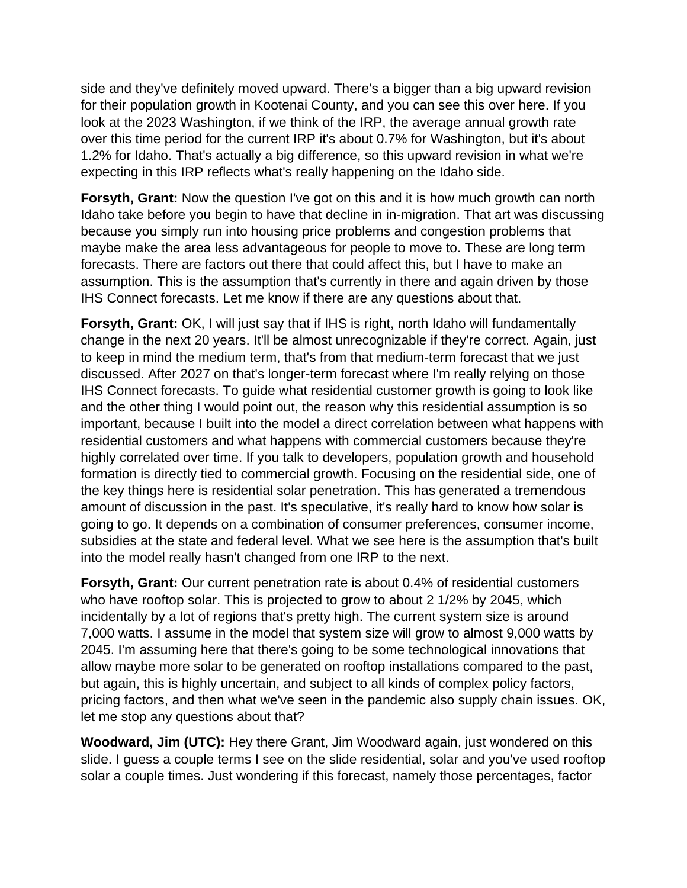side and they've definitely moved upward. There's a bigger than a big upward revision for their population growth in Kootenai County, and you can see this over here. If you look at the 2023 Washington, if we think of the IRP, the average annual growth rate over this time period for the current IRP it's about 0.7% for Washington, but it's about 1.2% for Idaho. That's actually a big difference, so this upward revision in what we're expecting in this IRP reflects what's really happening on the Idaho side.

**Forsyth, Grant:** Now the question I've got on this and it is how much growth can north Idaho take before you begin to have that decline in in-migration. That art was discussing because you simply run into housing price problems and congestion problems that maybe make the area less advantageous for people to move to. These are long term forecasts. There are factors out there that could affect this, but I have to make an assumption. This is the assumption that's currently in there and again driven by those IHS Connect forecasts. Let me know if there are any questions about that.

**Forsyth, Grant:** OK, I will just say that if IHS is right, north Idaho will fundamentally change in the next 20 years. It'll be almost unrecognizable if they're correct. Again, just to keep in mind the medium term, that's from that medium-term forecast that we just discussed. After 2027 on that's longer-term forecast where I'm really relying on those IHS Connect forecasts. To guide what residential customer growth is going to look like and the other thing I would point out, the reason why this residential assumption is so important, because I built into the model a direct correlation between what happens with residential customers and what happens with commercial customers because they're highly correlated over time. If you talk to developers, population growth and household formation is directly tied to commercial growth. Focusing on the residential side, one of the key things here is residential solar penetration. This has generated a tremendous amount of discussion in the past. It's speculative, it's really hard to know how solar is going to go. It depends on a combination of consumer preferences, consumer income, subsidies at the state and federal level. What we see here is the assumption that's built into the model really hasn't changed from one IRP to the next.

**Forsyth, Grant:** Our current penetration rate is about 0.4% of residential customers who have rooftop solar. This is projected to grow to about 2 1/2% by 2045, which incidentally by a lot of regions that's pretty high. The current system size is around 7,000 watts. I assume in the model that system size will grow to almost 9,000 watts by 2045. I'm assuming here that there's going to be some technological innovations that allow maybe more solar to be generated on rooftop installations compared to the past, but again, this is highly uncertain, and subject to all kinds of complex policy factors, pricing factors, and then what we've seen in the pandemic also supply chain issues. OK, let me stop any questions about that?

**Woodward, Jim (UTC):** Hey there Grant, Jim Woodward again, just wondered on this slide. I guess a couple terms I see on the slide residential, solar and you've used rooftop solar a couple times. Just wondering if this forecast, namely those percentages, factor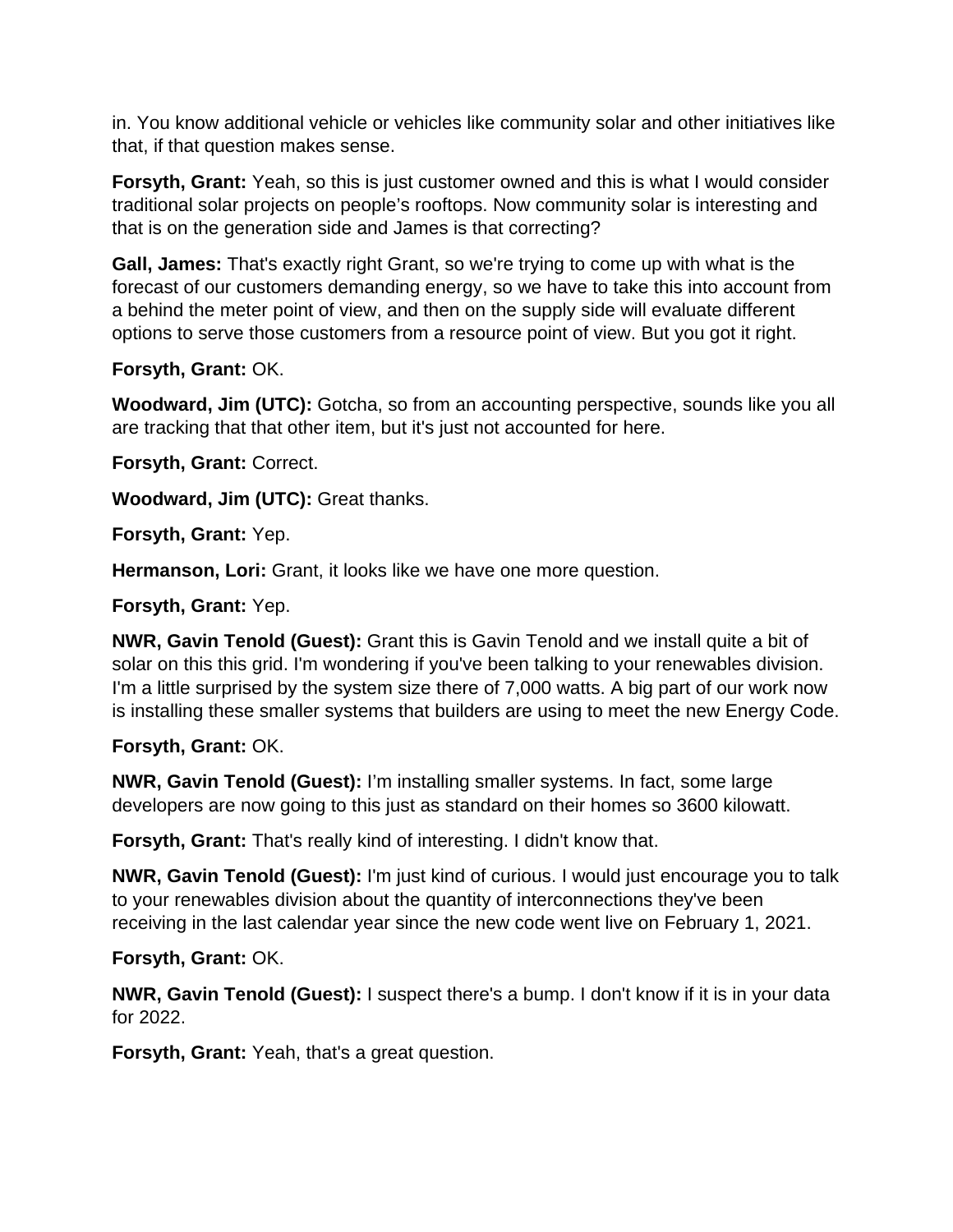in. You know additional vehicle or vehicles like community solar and other initiatives like that, if that question makes sense.

**Forsyth, Grant:** Yeah, so this is just customer owned and this is what I would consider traditional solar projects on people’s rooftops. Now community solar is interesting and that is on the generation side and James is that correcting?

**Gall, James:** That's exactly right Grant, so we're trying to come up with what is the forecast of our customers demanding energy, so we have to take this into account from a behind the meter point of view, and then on the supply side will evaluate different options to serve those customers from a resource point of view. But you got it right.

**Forsyth, Grant:** OK.

**Woodward, Jim (UTC):** Gotcha, so from an accounting perspective, sounds like you all are tracking that that other item, but it's just not accounted for here.

**Forsyth, Grant:** Correct.

**Woodward, Jim (UTC):** Great thanks.

**Forsyth, Grant:** Yep.

**Hermanson, Lori:** Grant, it looks like we have one more question.

**Forsyth, Grant:** Yep.

**NWR, Gavin Tenold (Guest):** Grant this is Gavin Tenold and we install quite a bit of solar on this this grid. I'm wondering if you've been talking to your renewables division. I'm a little surprised by the system size there of 7,000 watts. A big part of our work now is installing these smaller systems that builders are using to meet the new Energy Code.

**Forsyth, Grant:** OK.

**NWR, Gavin Tenold (Guest):** I’m installing smaller systems. In fact, some large developers are now going to this just as standard on their homes so 3600 kilowatt.

**Forsyth, Grant:** That's really kind of interesting. I didn't know that.

**NWR, Gavin Tenold (Guest):** I'm just kind of curious. I would just encourage you to talk to your renewables division about the quantity of interconnections they've been receiving in the last calendar year since the new code went live on February 1, 2021.

**Forsyth, Grant:** OK.

**NWR, Gavin Tenold (Guest):** I suspect there's a bump. I don't know if it is in your data for 2022.

**Forsyth, Grant:** Yeah, that's a great question.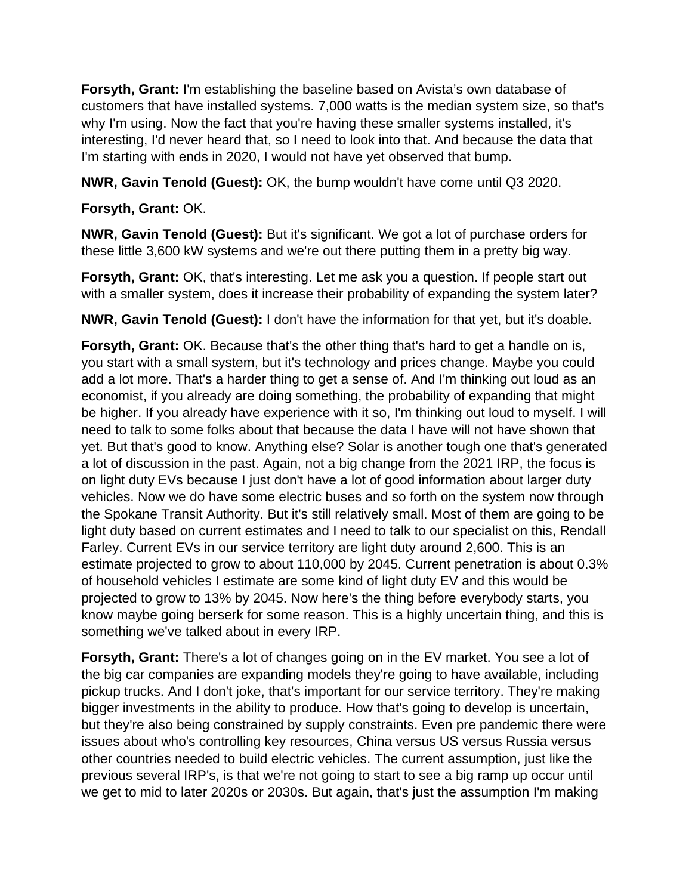**Forsyth, Grant:** I'm establishing the baseline based on Avista's own database of customers that have installed systems. 7,000 watts is the median system size, so that's why I'm using. Now the fact that you're having these smaller systems installed, it's interesting, I'd never heard that, so I need to look into that. And because the data that I'm starting with ends in 2020, I would not have yet observed that bump.

**NWR, Gavin Tenold (Guest):** OK, the bump wouldn't have come until Q3 2020.

**Forsyth, Grant:** OK.

**NWR, Gavin Tenold (Guest):** But it's significant. We got a lot of purchase orders for these little 3,600 kW systems and we're out there putting them in a pretty big way.

**Forsyth, Grant:** OK, that's interesting. Let me ask you a question. If people start out with a smaller system, does it increase their probability of expanding the system later?

**NWR, Gavin Tenold (Guest):** I don't have the information for that yet, but it's doable.

**Forsyth, Grant:** OK. Because that's the other thing that's hard to get a handle on is, you start with a small system, but it's technology and prices change. Maybe you could add a lot more. That's a harder thing to get a sense of. And I'm thinking out loud as an economist, if you already are doing something, the probability of expanding that might be higher. If you already have experience with it so, I'm thinking out loud to myself. I will need to talk to some folks about that because the data I have will not have shown that yet. But that's good to know. Anything else? Solar is another tough one that's generated a lot of discussion in the past. Again, not a big change from the 2021 IRP, the focus is on light duty EVs because I just don't have a lot of good information about larger duty vehicles. Now we do have some electric buses and so forth on the system now through the Spokane Transit Authority. But it's still relatively small. Most of them are going to be light duty based on current estimates and I need to talk to our specialist on this, Rendall Farley. Current EVs in our service territory are light duty around 2,600. This is an estimate projected to grow to about 110,000 by 2045. Current penetration is about 0.3% of household vehicles I estimate are some kind of light duty EV and this would be projected to grow to 13% by 2045. Now here's the thing before everybody starts, you know maybe going berserk for some reason. This is a highly uncertain thing, and this is something we've talked about in every IRP.

**Forsyth, Grant:** There's a lot of changes going on in the EV market. You see a lot of the big car companies are expanding models they're going to have available, including pickup trucks. And I don't joke, that's important for our service territory. They're making bigger investments in the ability to produce. How that's going to develop is uncertain, but they're also being constrained by supply constraints. Even pre pandemic there were issues about who's controlling key resources, China versus US versus Russia versus other countries needed to build electric vehicles. The current assumption, just like the previous several IRP's, is that we're not going to start to see a big ramp up occur until we get to mid to later 2020s or 2030s. But again, that's just the assumption I'm making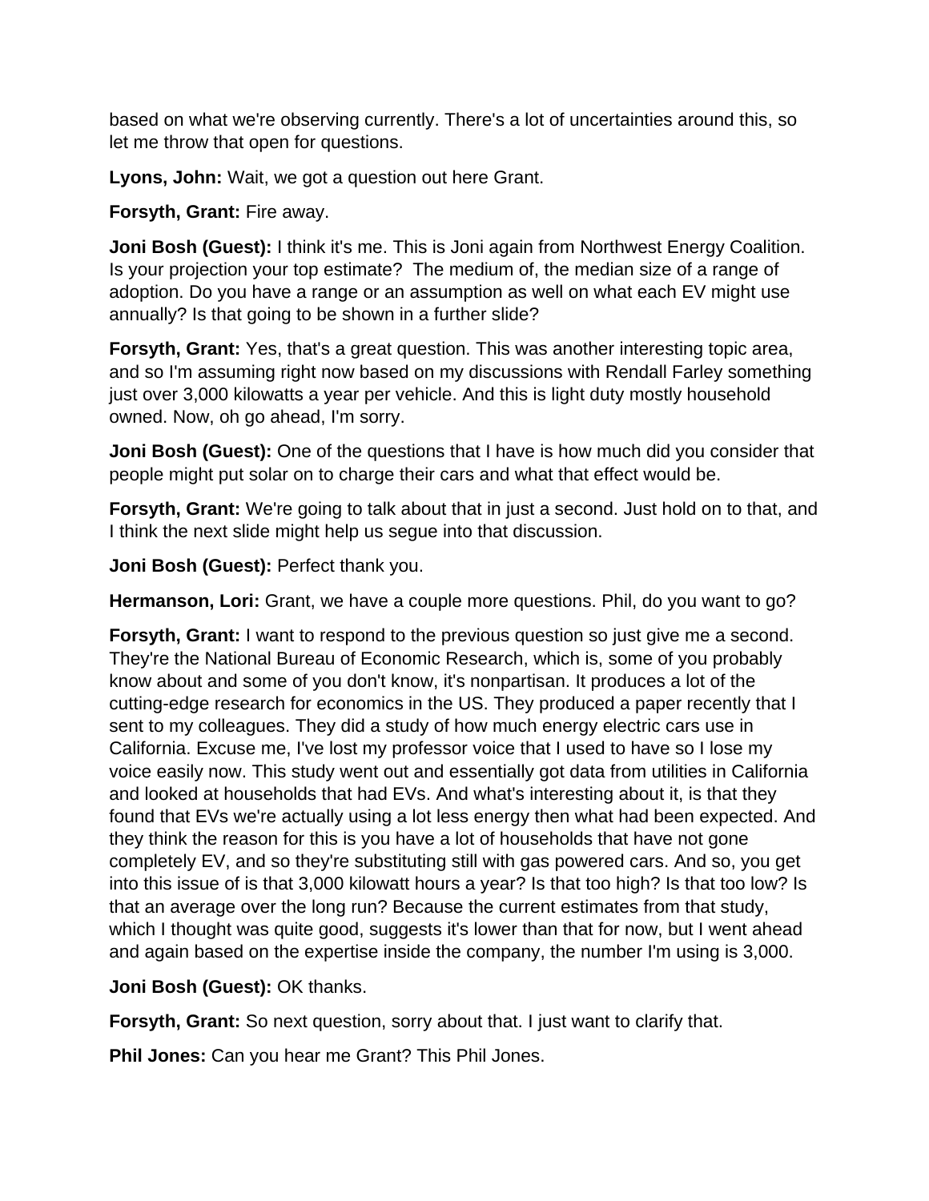based on what we're observing currently. There's a lot of uncertainties around this, so let me throw that open for questions.

**Lyons, John:** Wait, we got a question out here Grant.

**Forsyth, Grant:** Fire away.

**Joni Bosh (Guest):** I think it's me. This is Joni again from Northwest Energy Coalition. Is your projection your top estimate? The medium of, the median size of a range of adoption. Do you have a range or an assumption as well on what each EV might use annually? Is that going to be shown in a further slide?

**Forsyth, Grant:** Yes, that's a great question. This was another interesting topic area, and so I'm assuming right now based on my discussions with Rendall Farley something just over 3,000 kilowatts a year per vehicle. And this is light duty mostly household owned. Now, oh go ahead, I'm sorry.

**Joni Bosh (Guest):** One of the questions that I have is how much did you consider that people might put solar on to charge their cars and what that effect would be.

**Forsyth, Grant:** We're going to talk about that in just a second. Just hold on to that, and I think the next slide might help us segue into that discussion.

**Joni Bosh (Guest):** Perfect thank you.

**Hermanson, Lori:** Grant, we have a couple more questions. Phil, do you want to go?

**Forsyth, Grant:** I want to respond to the previous question so just give me a second. They're the National Bureau of Economic Research, which is, some of you probably know about and some of you don't know, it's nonpartisan. It produces a lot of the cutting-edge research for economics in the US. They produced a paper recently that I sent to my colleagues. They did a study of how much energy electric cars use in California. Excuse me, I've lost my professor voice that I used to have so I lose my voice easily now. This study went out and essentially got data from utilities in California and looked at households that had EVs. And what's interesting about it, is that they found that EVs we're actually using a lot less energy then what had been expected. And they think the reason for this is you have a lot of households that have not gone completely EV, and so they're substituting still with gas powered cars. And so, you get into this issue of is that 3,000 kilowatt hours a year? Is that too high? Is that too low? Is that an average over the long run? Because the current estimates from that study, which I thought was quite good, suggests it's lower than that for now, but I went ahead and again based on the expertise inside the company, the number I'm using is 3,000.

**Joni Bosh (Guest):** OK thanks.

**Forsyth, Grant:** So next question, sorry about that. I just want to clarify that.

**Phil Jones:** Can you hear me Grant? This Phil Jones.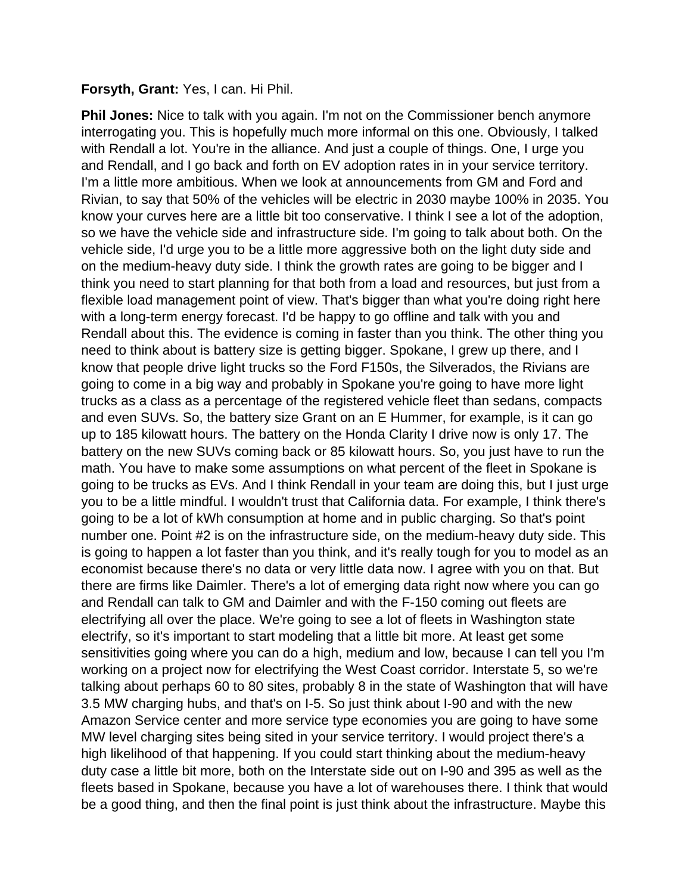**Forsyth, Grant:** Yes, I can. Hi Phil.

**Phil Jones:** Nice to talk with you again. I'm not on the Commissioner bench anymore interrogating you. This is hopefully much more informal on this one. Obviously, I talked with Rendall a lot. You're in the alliance. And just a couple of things. One, I urge you and Rendall, and I go back and forth on EV adoption rates in in your service territory. I'm a little more ambitious. When we look at announcements from GM and Ford and Rivian, to say that 50% of the vehicles will be electric in 2030 maybe 100% in 2035. You know your curves here are a little bit too conservative. I think I see a lot of the adoption, so we have the vehicle side and infrastructure side. I'm going to talk about both. On the vehicle side, I'd urge you to be a little more aggressive both on the light duty side and on the medium-heavy duty side. I think the growth rates are going to be bigger and I think you need to start planning for that both from a load and resources, but just from a flexible load management point of view. That's bigger than what you're doing right here with a long-term energy forecast. I'd be happy to go offline and talk with you and Rendall about this. The evidence is coming in faster than you think. The other thing you need to think about is battery size is getting bigger. Spokane, I grew up there, and I know that people drive light trucks so the Ford F150s, the Silverados, the Rivians are going to come in a big way and probably in Spokane you're going to have more light trucks as a class as a percentage of the registered vehicle fleet than sedans, compacts and even SUVs. So, the battery size Grant on an E Hummer, for example, is it can go up to 185 kilowatt hours. The battery on the Honda Clarity I drive now is only 17. The battery on the new SUVs coming back or 85 kilowatt hours. So, you just have to run the math. You have to make some assumptions on what percent of the fleet in Spokane is going to be trucks as EVs. And I think Rendall in your team are doing this, but I just urge you to be a little mindful. I wouldn't trust that California data. For example, I think there's going to be a lot of kWh consumption at home and in public charging. So that's point number one. Point #2 is on the infrastructure side, on the medium-heavy duty side. This is going to happen a lot faster than you think, and it's really tough for you to model as an economist because there's no data or very little data now. I agree with you on that. But there are firms like Daimler. There's a lot of emerging data right now where you can go and Rendall can talk to GM and Daimler and with the F-150 coming out fleets are electrifying all over the place. We're going to see a lot of fleets in Washington state electrify, so it's important to start modeling that a little bit more. At least get some sensitivities going where you can do a high, medium and low, because I can tell you I'm working on a project now for electrifying the West Coast corridor. Interstate 5, so we're talking about perhaps 60 to 80 sites, probably 8 in the state of Washington that will have 3.5 MW charging hubs, and that's on I-5. So just think about I-90 and with the new Amazon Service center and more service type economies you are going to have some MW level charging sites being sited in your service territory. I would project there's a high likelihood of that happening. If you could start thinking about the medium-heavy duty case a little bit more, both on the Interstate side out on I-90 and 395 as well as the fleets based in Spokane, because you have a lot of warehouses there. I think that would be a good thing, and then the final point is just think about the infrastructure. Maybe this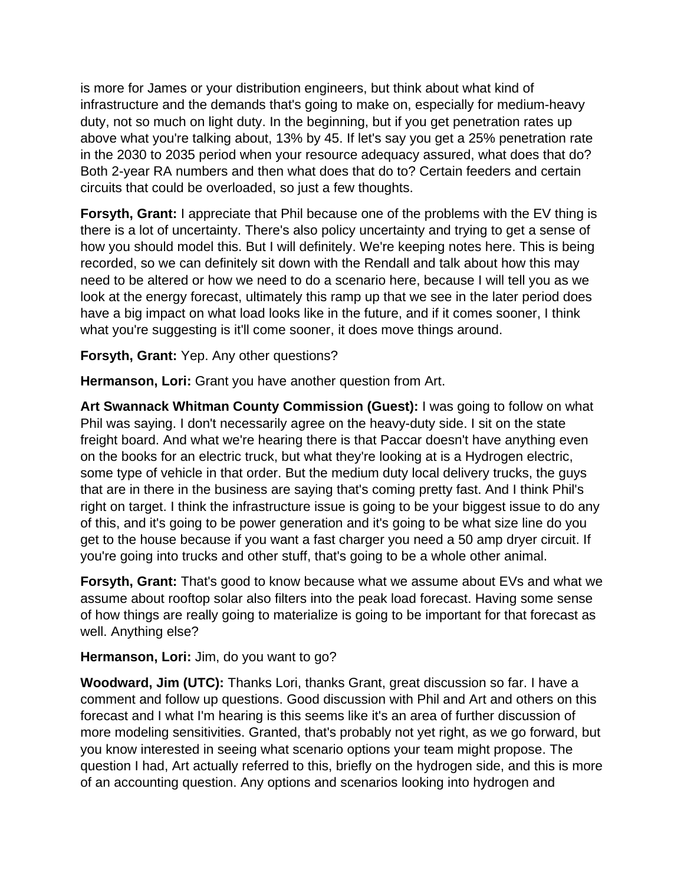is more for James or your distribution engineers, but think about what kind of infrastructure and the demands that's going to make on, especially for medium-heavy duty, not so much on light duty. In the beginning, but if you get penetration rates up above what you're talking about, 13% by 45. If let's say you get a 25% penetration rate in the 2030 to 2035 period when your resource adequacy assured, what does that do? Both 2-year RA numbers and then what does that do to? Certain feeders and certain circuits that could be overloaded, so just a few thoughts.

**Forsyth, Grant:** I appreciate that Phil because one of the problems with the EV thing is there is a lot of uncertainty. There's also policy uncertainty and trying to get a sense of how you should model this. But I will definitely. We're keeping notes here. This is being recorded, so we can definitely sit down with the Rendall and talk about how this may need to be altered or how we need to do a scenario here, because I will tell you as we look at the energy forecast, ultimately this ramp up that we see in the later period does have a big impact on what load looks like in the future, and if it comes sooner, I think what you're suggesting is it'll come sooner, it does move things around.

**Forsyth, Grant:** Yep. Any other questions?

**Hermanson, Lori:** Grant you have another question from Art.

**Art Swannack Whitman County Commission (Guest):** I was going to follow on what Phil was saying. I don't necessarily agree on the heavy-duty side. I sit on the state freight board. And what we're hearing there is that Paccar doesn't have anything even on the books for an electric truck, but what they're looking at is a Hydrogen electric, some type of vehicle in that order. But the medium duty local delivery trucks, the guys that are in there in the business are saying that's coming pretty fast. And I think Phil's right on target. I think the infrastructure issue is going to be your biggest issue to do any of this, and it's going to be power generation and it's going to be what size line do you get to the house because if you want a fast charger you need a 50 amp dryer circuit. If you're going into trucks and other stuff, that's going to be a whole other animal.

**Forsyth, Grant:** That's good to know because what we assume about EVs and what we assume about rooftop solar also filters into the peak load forecast. Having some sense of how things are really going to materialize is going to be important for that forecast as well. Anything else?

**Hermanson, Lori:** Jim, do you want to go?

**Woodward, Jim (UTC):** Thanks Lori, thanks Grant, great discussion so far. I have a comment and follow up questions. Good discussion with Phil and Art and others on this forecast and I what I'm hearing is this seems like it's an area of further discussion of more modeling sensitivities. Granted, that's probably not yet right, as we go forward, but you know interested in seeing what scenario options your team might propose. The question I had, Art actually referred to this, briefly on the hydrogen side, and this is more of an accounting question. Any options and scenarios looking into hydrogen and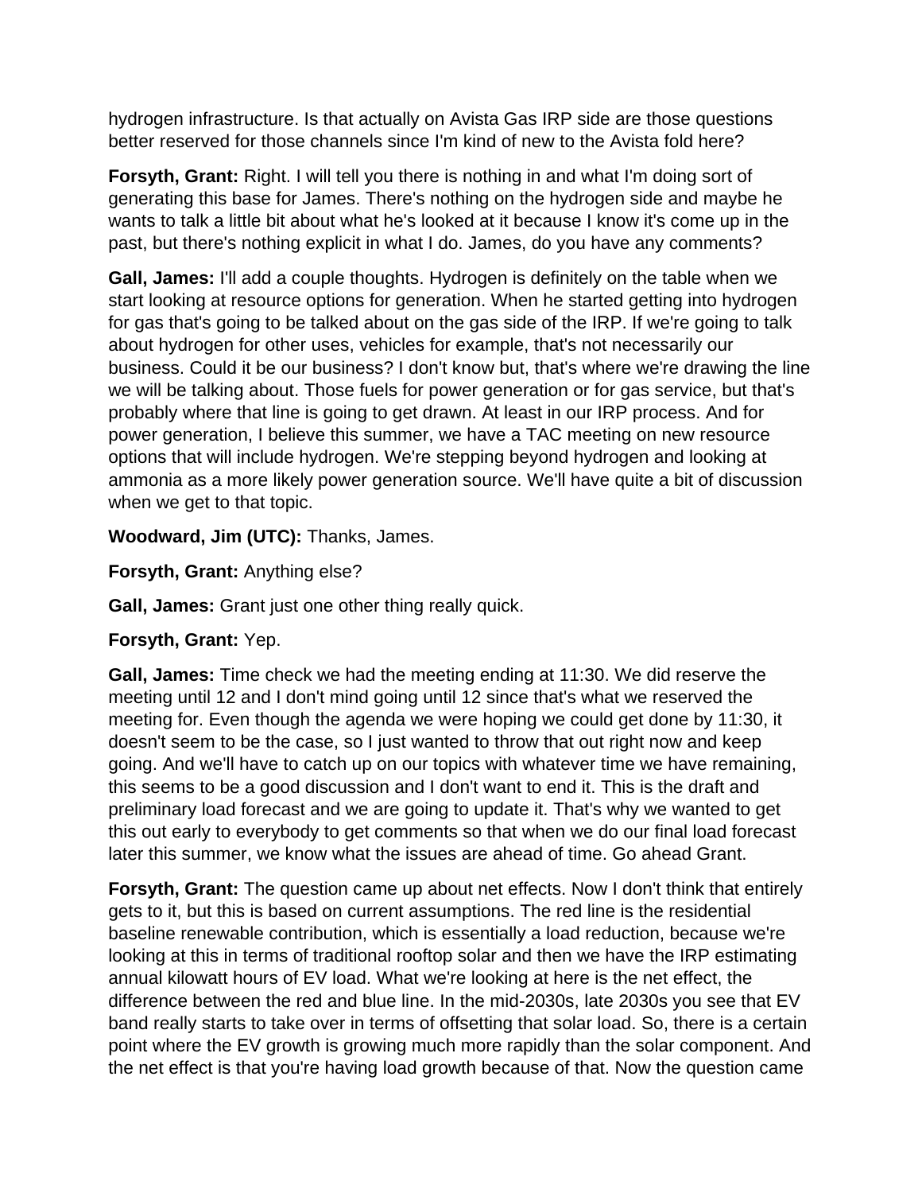hydrogen infrastructure. Is that actually on Avista Gas IRP side are those questions better reserved for those channels since I'm kind of new to the Avista fold here?

**Forsyth, Grant:** Right. I will tell you there is nothing in and what I'm doing sort of generating this base for James. There's nothing on the hydrogen side and maybe he wants to talk a little bit about what he's looked at it because I know it's come up in the past, but there's nothing explicit in what I do. James, do you have any comments?

**Gall, James:** I'll add a couple thoughts. Hydrogen is definitely on the table when we start looking at resource options for generation. When he started getting into hydrogen for gas that's going to be talked about on the gas side of the IRP. If we're going to talk about hydrogen for other uses, vehicles for example, that's not necessarily our business. Could it be our business? I don't know but, that's where we're drawing the line we will be talking about. Those fuels for power generation or for gas service, but that's probably where that line is going to get drawn. At least in our IRP process. And for power generation, I believe this summer, we have a TAC meeting on new resource options that will include hydrogen. We're stepping beyond hydrogen and looking at ammonia as a more likely power generation source. We'll have quite a bit of discussion when we get to that topic.

**Woodward, Jim (UTC):** Thanks, James.

**Forsyth, Grant:** Anything else?

**Gall, James:** Grant just one other thing really quick.

**Forsyth, Grant:** Yep.

**Gall, James:** Time check we had the meeting ending at 11:30. We did reserve the meeting until 12 and I don't mind going until 12 since that's what we reserved the meeting for. Even though the agenda we were hoping we could get done by 11:30, it doesn't seem to be the case, so I just wanted to throw that out right now and keep going. And we'll have to catch up on our topics with whatever time we have remaining, this seems to be a good discussion and I don't want to end it. This is the draft and preliminary load forecast and we are going to update it. That's why we wanted to get this out early to everybody to get comments so that when we do our final load forecast later this summer, we know what the issues are ahead of time. Go ahead Grant.

**Forsyth, Grant:** The question came up about net effects. Now I don't think that entirely gets to it, but this is based on current assumptions. The red line is the residential baseline renewable contribution, which is essentially a load reduction, because we're looking at this in terms of traditional rooftop solar and then we have the IRP estimating annual kilowatt hours of EV load. What we're looking at here is the net effect, the difference between the red and blue line. In the mid-2030s, late 2030s you see that EV band really starts to take over in terms of offsetting that solar load. So, there is a certain point where the EV growth is growing much more rapidly than the solar component. And the net effect is that you're having load growth because of that. Now the question came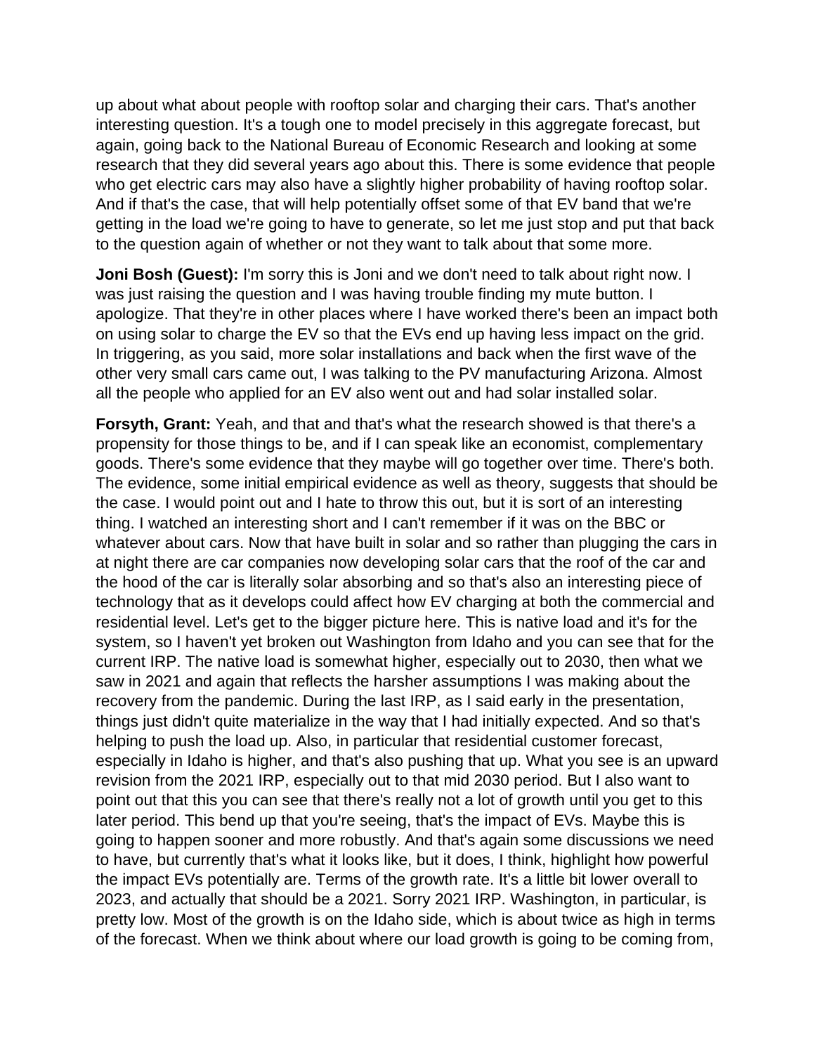up about what about people with rooftop solar and charging their cars. That's another interesting question. It's a tough one to model precisely in this aggregate forecast, but again, going back to the National Bureau of Economic Research and looking at some research that they did several years ago about this. There is some evidence that people who get electric cars may also have a slightly higher probability of having rooftop solar. And if that's the case, that will help potentially offset some of that EV band that we're getting in the load we're going to have to generate, so let me just stop and put that back to the question again of whether or not they want to talk about that some more.

**Joni Bosh (Guest):** I'm sorry this is Joni and we don't need to talk about right now. I was just raising the question and I was having trouble finding my mute button. I apologize. That they're in other places where I have worked there's been an impact both on using solar to charge the EV so that the EVs end up having less impact on the grid. In triggering, as you said, more solar installations and back when the first wave of the other very small cars came out, I was talking to the PV manufacturing Arizona. Almost all the people who applied for an EV also went out and had solar installed solar.

**Forsyth, Grant:** Yeah, and that and that's what the research showed is that there's a propensity for those things to be, and if I can speak like an economist, complementary goods. There's some evidence that they maybe will go together over time. There's both. The evidence, some initial empirical evidence as well as theory, suggests that should be the case. I would point out and I hate to throw this out, but it is sort of an interesting thing. I watched an interesting short and I can't remember if it was on the BBC or whatever about cars. Now that have built in solar and so rather than plugging the cars in at night there are car companies now developing solar cars that the roof of the car and the hood of the car is literally solar absorbing and so that's also an interesting piece of technology that as it develops could affect how EV charging at both the commercial and residential level. Let's get to the bigger picture here. This is native load and it's for the system, so I haven't yet broken out Washington from Idaho and you can see that for the current IRP. The native load is somewhat higher, especially out to 2030, then what we saw in 2021 and again that reflects the harsher assumptions I was making about the recovery from the pandemic. During the last IRP, as I said early in the presentation, things just didn't quite materialize in the way that I had initially expected. And so that's helping to push the load up. Also, in particular that residential customer forecast, especially in Idaho is higher, and that's also pushing that up. What you see is an upward revision from the 2021 IRP, especially out to that mid 2030 period. But I also want to point out that this you can see that there's really not a lot of growth until you get to this later period. This bend up that you're seeing, that's the impact of EVs. Maybe this is going to happen sooner and more robustly. And that's again some discussions we need to have, but currently that's what it looks like, but it does, I think, highlight how powerful the impact EVs potentially are. Terms of the growth rate. It's a little bit lower overall to 2023, and actually that should be a 2021. Sorry 2021 IRP. Washington, in particular, is pretty low. Most of the growth is on the Idaho side, which is about twice as high in terms of the forecast. When we think about where our load growth is going to be coming from,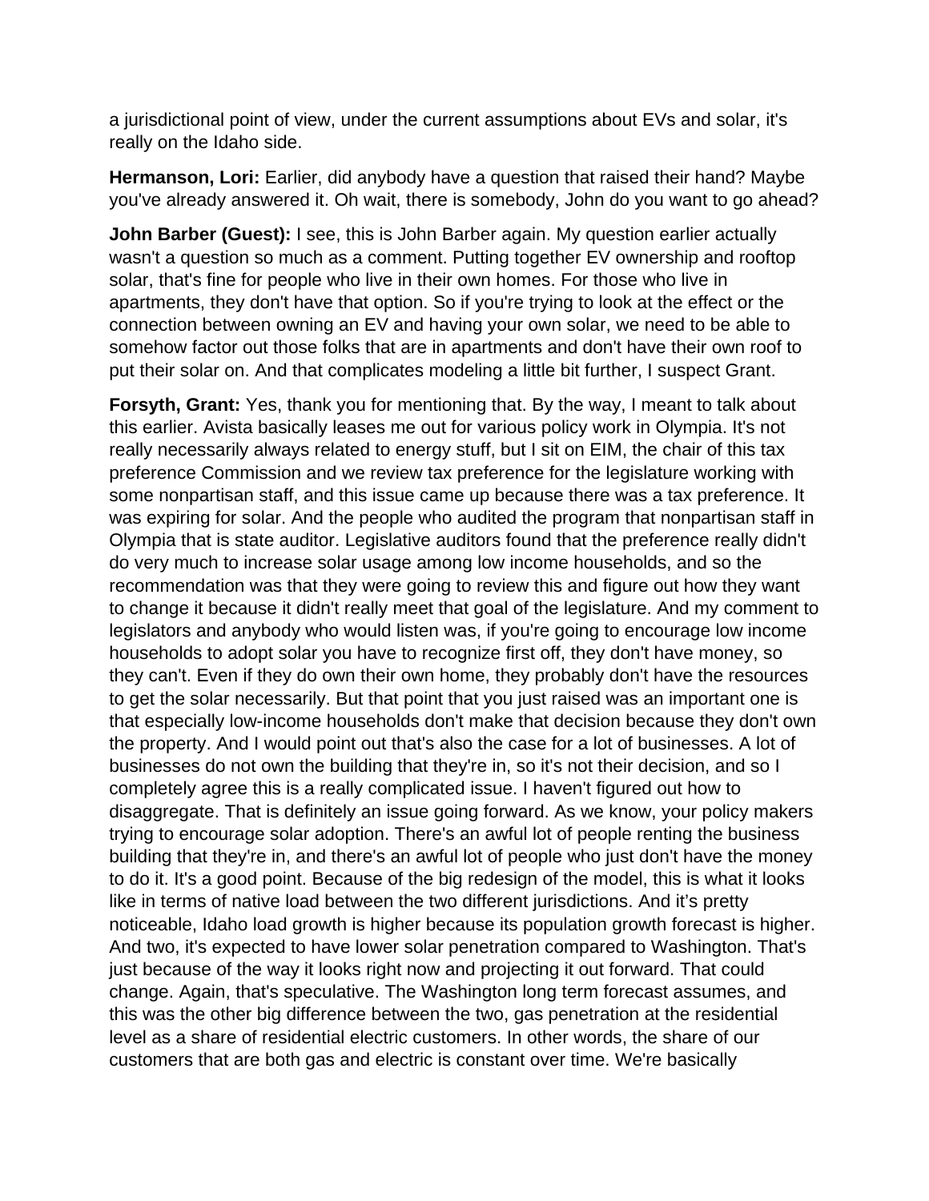a jurisdictional point of view, under the current assumptions about EVs and solar, it's really on the Idaho side.

**Hermanson, Lori:** Earlier, did anybody have a question that raised their hand? Maybe you've already answered it. Oh wait, there is somebody, John do you want to go ahead?

**John Barber (Guest):** I see, this is John Barber again. My question earlier actually wasn't a question so much as a comment. Putting together EV ownership and rooftop solar, that's fine for people who live in their own homes. For those who live in apartments, they don't have that option. So if you're trying to look at the effect or the connection between owning an EV and having your own solar, we need to be able to somehow factor out those folks that are in apartments and don't have their own roof to put their solar on. And that complicates modeling a little bit further, I suspect Grant.

**Forsyth, Grant:** Yes, thank you for mentioning that. By the way, I meant to talk about this earlier. Avista basically leases me out for various policy work in Olympia. It's not really necessarily always related to energy stuff, but I sit on EIM, the chair of this tax preference Commission and we review tax preference for the legislature working with some nonpartisan staff, and this issue came up because there was a tax preference. It was expiring for solar. And the people who audited the program that nonpartisan staff in Olympia that is state auditor. Legislative auditors found that the preference really didn't do very much to increase solar usage among low income households, and so the recommendation was that they were going to review this and figure out how they want to change it because it didn't really meet that goal of the legislature. And my comment to legislators and anybody who would listen was, if you're going to encourage low income households to adopt solar you have to recognize first off, they don't have money, so they can't. Even if they do own their own home, they probably don't have the resources to get the solar necessarily. But that point that you just raised was an important one is that especially low-income households don't make that decision because they don't own the property. And I would point out that's also the case for a lot of businesses. A lot of businesses do not own the building that they're in, so it's not their decision, and so I completely agree this is a really complicated issue. I haven't figured out how to disaggregate. That is definitely an issue going forward. As we know, your policy makers trying to encourage solar adoption. There's an awful lot of people renting the business building that they're in, and there's an awful lot of people who just don't have the money to do it. It's a good point. Because of the big redesign of the model, this is what it looks like in terms of native load between the two different jurisdictions. And it's pretty noticeable, Idaho load growth is higher because its population growth forecast is higher. And two, it's expected to have lower solar penetration compared to Washington. That's just because of the way it looks right now and projecting it out forward. That could change. Again, that's speculative. The Washington long term forecast assumes, and this was the other big difference between the two, gas penetration at the residential level as a share of residential electric customers. In other words, the share of our customers that are both gas and electric is constant over time. We're basically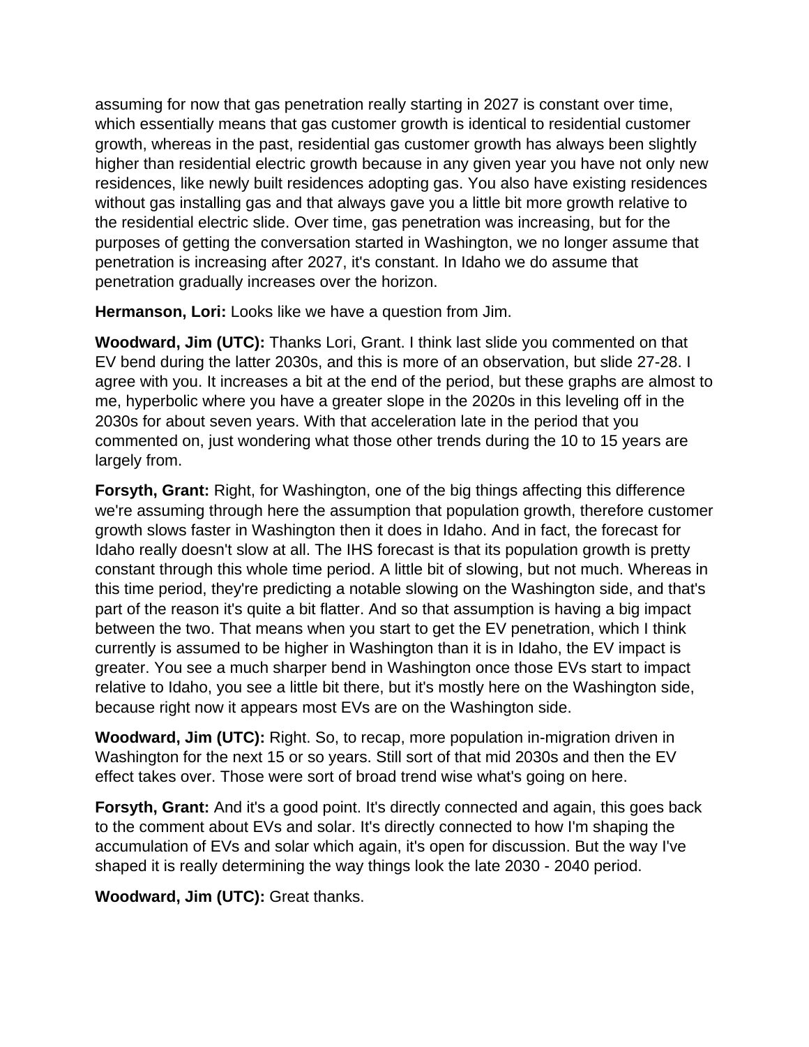assuming for now that gas penetration really starting in 2027 is constant over time, which essentially means that gas customer growth is identical to residential customer growth, whereas in the past, residential gas customer growth has always been slightly higher than residential electric growth because in any given year you have not only new residences, like newly built residences adopting gas. You also have existing residences without gas installing gas and that always gave you a little bit more growth relative to the residential electric slide. Over time, gas penetration was increasing, but for the purposes of getting the conversation started in Washington, we no longer assume that penetration is increasing after 2027, it's constant. In Idaho we do assume that penetration gradually increases over the horizon.

**Hermanson, Lori:** Looks like we have a question from Jim.

**Woodward, Jim (UTC):** Thanks Lori, Grant. I think last slide you commented on that EV bend during the latter 2030s, and this is more of an observation, but slide 27-28. I agree with you. It increases a bit at the end of the period, but these graphs are almost to me, hyperbolic where you have a greater slope in the 2020s in this leveling off in the 2030s for about seven years. With that acceleration late in the period that you commented on, just wondering what those other trends during the 10 to 15 years are largely from.

**Forsyth, Grant:** Right, for Washington, one of the big things affecting this difference we're assuming through here the assumption that population growth, therefore customer growth slows faster in Washington then it does in Idaho. And in fact, the forecast for Idaho really doesn't slow at all. The IHS forecast is that its population growth is pretty constant through this whole time period. A little bit of slowing, but not much. Whereas in this time period, they're predicting a notable slowing on the Washington side, and that's part of the reason it's quite a bit flatter. And so that assumption is having a big impact between the two. That means when you start to get the EV penetration, which I think currently is assumed to be higher in Washington than it is in Idaho, the EV impact is greater. You see a much sharper bend in Washington once those EVs start to impact relative to Idaho, you see a little bit there, but it's mostly here on the Washington side, because right now it appears most EVs are on the Washington side.

**Woodward, Jim (UTC):** Right. So, to recap, more population in-migration driven in Washington for the next 15 or so years. Still sort of that mid 2030s and then the EV effect takes over. Those were sort of broad trend wise what's going on here.

**Forsyth, Grant:** And it's a good point. It's directly connected and again, this goes back to the comment about EVs and solar. It's directly connected to how I'm shaping the accumulation of EVs and solar which again, it's open for discussion. But the way I've shaped it is really determining the way things look the late 2030 - 2040 period.

**Woodward, Jim (UTC):** Great thanks.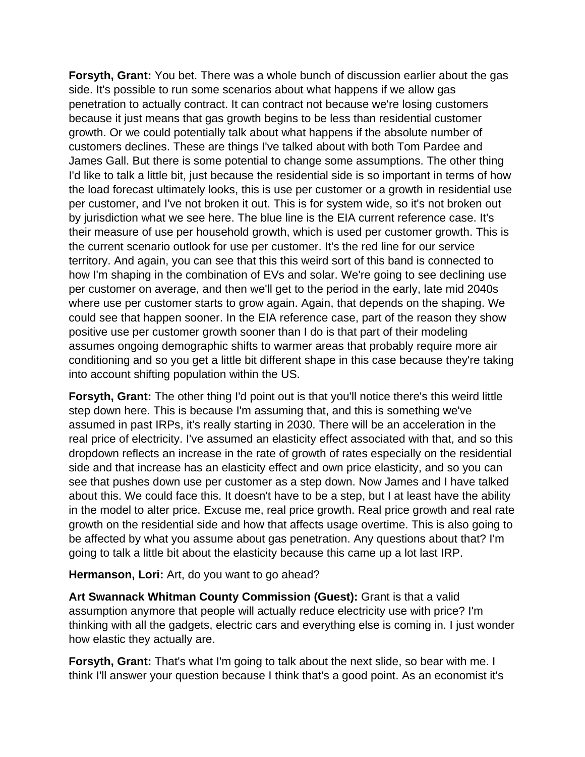**Forsyth, Grant:** You bet. There was a whole bunch of discussion earlier about the gas side. It's possible to run some scenarios about what happens if we allow gas penetration to actually contract. It can contract not because we're losing customers because it just means that gas growth begins to be less than residential customer growth. Or we could potentially talk about what happens if the absolute number of customers declines. These are things I've talked about with both Tom Pardee and James Gall. But there is some potential to change some assumptions. The other thing I'd like to talk a little bit, just because the residential side is so important in terms of how the load forecast ultimately looks, this is use per customer or a growth in residential use per customer, and I've not broken it out. This is for system wide, so it's not broken out by jurisdiction what we see here. The blue line is the EIA current reference case. It's their measure of use per household growth, which is used per customer growth. This is the current scenario outlook for use per customer. It's the red line for our service territory. And again, you can see that this this weird sort of this band is connected to how I'm shaping in the combination of EVs and solar. We're going to see declining use per customer on average, and then we'll get to the period in the early, late mid 2040s where use per customer starts to grow again. Again, that depends on the shaping. We could see that happen sooner. In the EIA reference case, part of the reason they show positive use per customer growth sooner than I do is that part of their modeling assumes ongoing demographic shifts to warmer areas that probably require more air conditioning and so you get a little bit different shape in this case because they're taking into account shifting population within the US.

**Forsyth, Grant:** The other thing I'd point out is that you'll notice there's this weird little step down here. This is because I'm assuming that, and this is something we've assumed in past IRPs, it's really starting in 2030. There will be an acceleration in the real price of electricity. I've assumed an elasticity effect associated with that, and so this dropdown reflects an increase in the rate of growth of rates especially on the residential side and that increase has an elasticity effect and own price elasticity, and so you can see that pushes down use per customer as a step down. Now James and I have talked about this. We could face this. It doesn't have to be a step, but I at least have the ability in the model to alter price. Excuse me, real price growth. Real price growth and real rate growth on the residential side and how that affects usage overtime. This is also going to be affected by what you assume about gas penetration. Any questions about that? I'm going to talk a little bit about the elasticity because this came up a lot last IRP.

**Hermanson, Lori:** Art, do you want to go ahead?

**Art Swannack Whitman County Commission (Guest):** Grant is that a valid assumption anymore that people will actually reduce electricity use with price? I'm thinking with all the gadgets, electric cars and everything else is coming in. I just wonder how elastic they actually are.

**Forsyth, Grant:** That's what I'm going to talk about the next slide, so bear with me. I think I'll answer your question because I think that's a good point. As an economist it's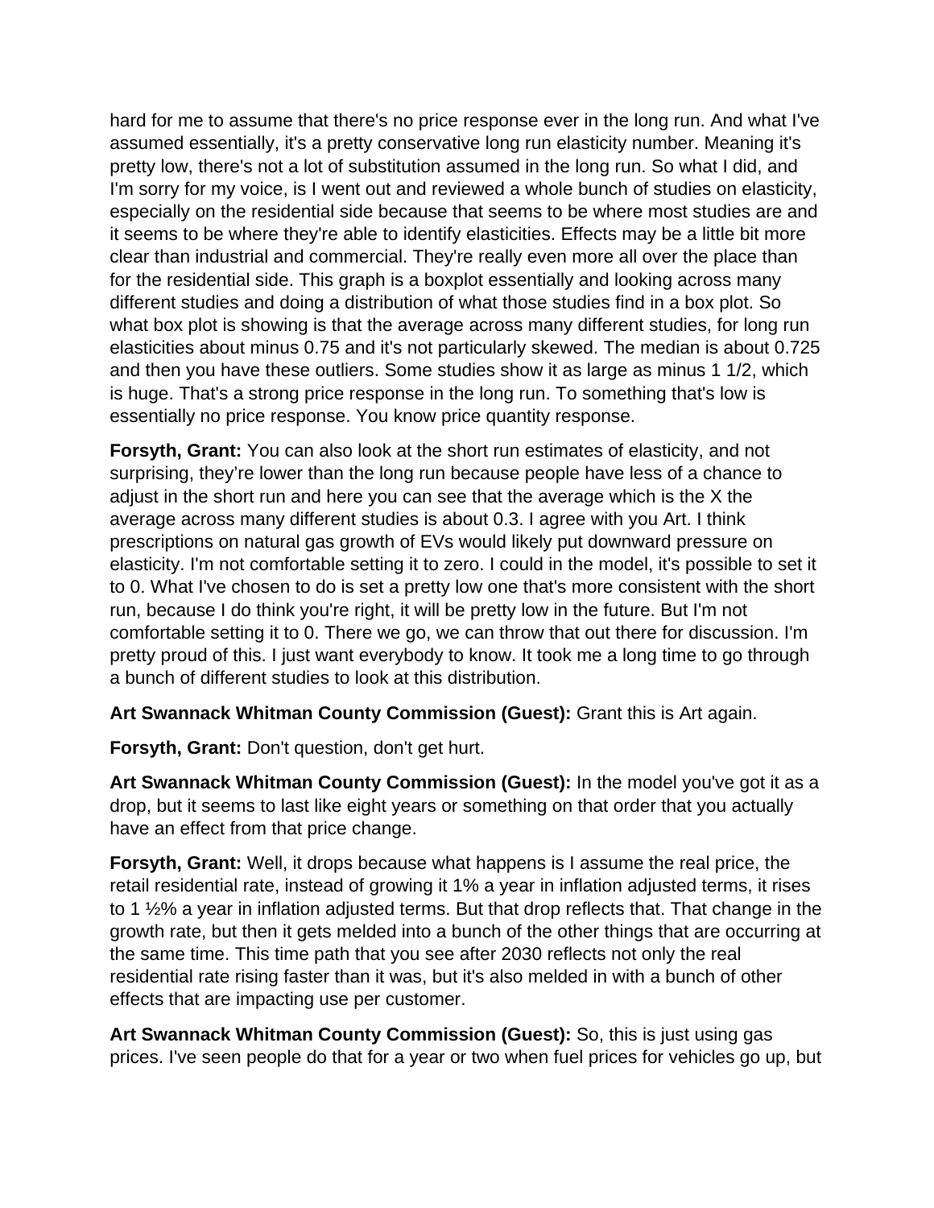hard for me to assume that there's no price response ever in the long run. And what I've assumed essentially, it's a pretty conservative long run elasticity number. Meaning it's pretty low, there's not a lot of substitution assumed in the long run. So what I did, and I'm sorry for my voice, is I went out and reviewed a whole bunch of studies on elasticity, especially on the residential side because that seems to be where most studies are and it seems to be where they're able to identify elasticities. Effects may be a little bit more clear than industrial and commercial. They're really even more all over the place than for the residential side. This graph is a boxplot essentially and looking across many different studies and doing a distribution of what those studies find in a box plot. So what box plot is showing is that the average across many different studies, for long run elasticities about minus 0.75 and it's not particularly skewed. The median is about 0.725 and then you have these outliers. Some studies show it as large as minus 1 1/2, which is huge. That's a strong price response in the long run. To something that's low is essentially no price response. You know price quantity response.

**Forsyth, Grant:** You can also look at the short run estimates of elasticity, and not surprising, they're lower than the long run because people have less of a chance to adjust in the short run and here you can see that the average which is the X the average across many different studies is about 0.3. I agree with you Art. I think prescriptions on natural gas growth of EVs would likely put downward pressure on elasticity. I'm not comfortable setting it to zero. I could in the model, it's possible to set it to 0. What I've chosen to do is set a pretty low one that's more consistent with the short run, because I do think you're right, it will be pretty low in the future. But I'm not comfortable setting it to 0. There we go, we can throw that out there for discussion. I'm pretty proud of this. I just want everybody to know. It took me a long time to go through a bunch of different studies to look at this distribution.

**Art Swannack Whitman County Commission (Guest):** Grant this is Art again.

**Forsyth, Grant:** Don't question, don't get hurt.

**Art Swannack Whitman County Commission (Guest):** In the model you've got it as a drop, but it seems to last like eight years or something on that order that you actually have an effect from that price change.

**Forsyth, Grant:** Well, it drops because what happens is I assume the real price, the retail residential rate, instead of growing it 1% a year in inflation adjusted terms, it rises to 1 ½% a year in inflation adjusted terms. But that drop reflects that. That change in the growth rate, but then it gets melded into a bunch of the other things that are occurring at the same time. This time path that you see after 2030 reflects not only the real residential rate rising faster than it was, but it's also melded in with a bunch of other effects that are impacting use per customer.

**Art Swannack Whitman County Commission (Guest):** So, this is just using gas prices. I've seen people do that for a year or two when fuel prices for vehicles go up, but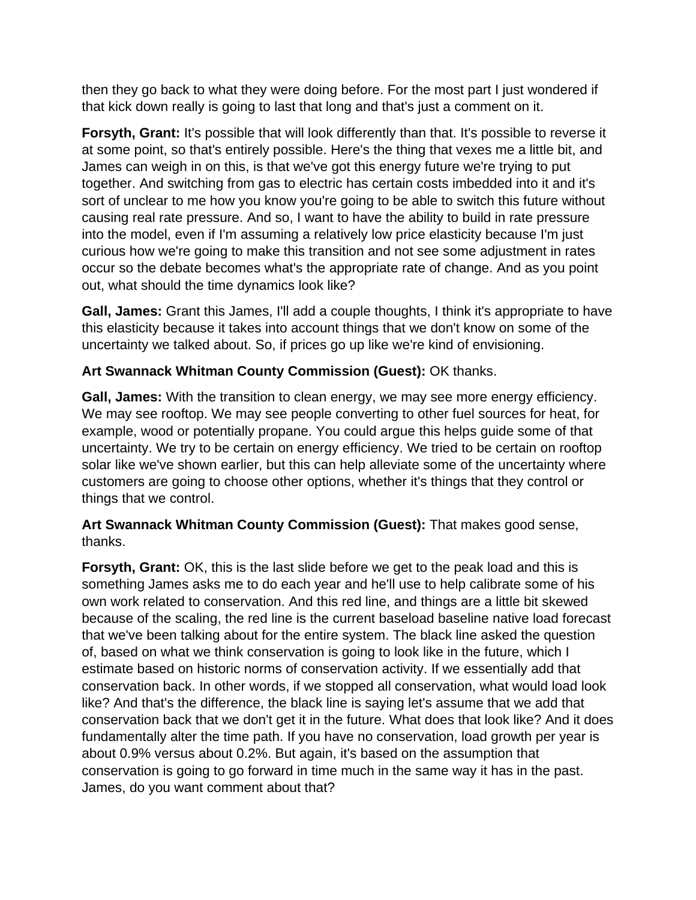then they go back to what they were doing before. For the most part I just wondered if that kick down really is going to last that long and that's just a comment on it.

**Forsyth, Grant:** It's possible that will look differently than that. It's possible to reverse it at some point, so that's entirely possible. Here's the thing that vexes me a little bit, and James can weigh in on this, is that we've got this energy future we're trying to put together. And switching from gas to electric has certain costs imbedded into it and it's sort of unclear to me how you know you're going to be able to switch this future without causing real rate pressure. And so, I want to have the ability to build in rate pressure into the model, even if I'm assuming a relatively low price elasticity because I'm just curious how we're going to make this transition and not see some adjustment in rates occur so the debate becomes what's the appropriate rate of change. And as you point out, what should the time dynamics look like?

**Gall, James:** Grant this James, I'll add a couple thoughts, I think it's appropriate to have this elasticity because it takes into account things that we don't know on some of the uncertainty we talked about. So, if prices go up like we're kind of envisioning.

**Art Swannack Whitman County Commission (Guest):** OK thanks.

**Gall, James:** With the transition to clean energy, we may see more energy efficiency. We may see rooftop. We may see people converting to other fuel sources for heat, for example, wood or potentially propane. You could argue this helps guide some of that uncertainty. We try to be certain on energy efficiency. We tried to be certain on rooftop solar like we've shown earlier, but this can help alleviate some of the uncertainty where customers are going to choose other options, whether it's things that they control or things that we control.

**Art Swannack Whitman County Commission (Guest):** That makes good sense, thanks.

**Forsyth, Grant:** OK, this is the last slide before we get to the peak load and this is something James asks me to do each year and he'll use to help calibrate some of his own work related to conservation. And this red line, and things are a little bit skewed because of the scaling, the red line is the current baseload baseline native load forecast that we've been talking about for the entire system. The black line asked the question of, based on what we think conservation is going to look like in the future, which I estimate based on historic norms of conservation activity. If we essentially add that conservation back. In other words, if we stopped all conservation, what would load look like? And that's the difference, the black line is saying let's assume that we add that conservation back that we don't get it in the future. What does that look like? And it does fundamentally alter the time path. If you have no conservation, load growth per year is about 0.9% versus about 0.2%. But again, it's based on the assumption that conservation is going to go forward in time much in the same way it has in the past. James, do you want comment about that?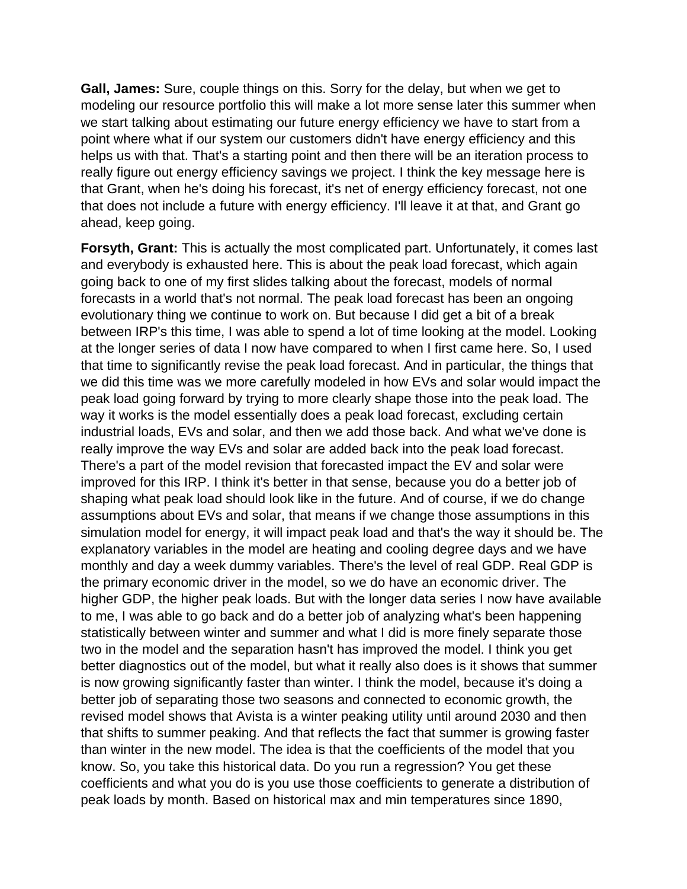**Gall, James:** Sure, couple things on this. Sorry for the delay, but when we get to modeling our resource portfolio this will make a lot more sense later this summer when we start talking about estimating our future energy efficiency we have to start from a point where what if our system our customers didn't have energy efficiency and this helps us with that. That's a starting point and then there will be an iteration process to really figure out energy efficiency savings we project. I think the key message here is that Grant, when he's doing his forecast, it's net of energy efficiency forecast, not one that does not include a future with energy efficiency. I'll leave it at that, and Grant go ahead, keep going.

**Forsyth, Grant:** This is actually the most complicated part. Unfortunately, it comes last and everybody is exhausted here. This is about the peak load forecast, which again going back to one of my first slides talking about the forecast, models of normal forecasts in a world that's not normal. The peak load forecast has been an ongoing evolutionary thing we continue to work on. But because I did get a bit of a break between IRP's this time, I was able to spend a lot of time looking at the model. Looking at the longer series of data I now have compared to when I first came here. So, I used that time to significantly revise the peak load forecast. And in particular, the things that we did this time was we more carefully modeled in how EVs and solar would impact the peak load going forward by trying to more clearly shape those into the peak load. The way it works is the model essentially does a peak load forecast, excluding certain industrial loads, EVs and solar, and then we add those back. And what we've done is really improve the way EVs and solar are added back into the peak load forecast. There's a part of the model revision that forecasted impact the EV and solar were improved for this IRP. I think it's better in that sense, because you do a better job of shaping what peak load should look like in the future. And of course, if we do change assumptions about EVs and solar, that means if we change those assumptions in this simulation model for energy, it will impact peak load and that's the way it should be. The explanatory variables in the model are heating and cooling degree days and we have monthly and day a week dummy variables. There's the level of real GDP. Real GDP is the primary economic driver in the model, so we do have an economic driver. The higher GDP, the higher peak loads. But with the longer data series I now have available to me, I was able to go back and do a better job of analyzing what's been happening statistically between winter and summer and what I did is more finely separate those two in the model and the separation hasn't has improved the model. I think you get better diagnostics out of the model, but what it really also does is it shows that summer is now growing significantly faster than winter. I think the model, because it's doing a better job of separating those two seasons and connected to economic growth, the revised model shows that Avista is a winter peaking utility until around 2030 and then that shifts to summer peaking. And that reflects the fact that summer is growing faster than winter in the new model. The idea is that the coefficients of the model that you know. So, you take this historical data. Do you run a regression? You get these coefficients and what you do is you use those coefficients to generate a distribution of peak loads by month. Based on historical max and min temperatures since 1890,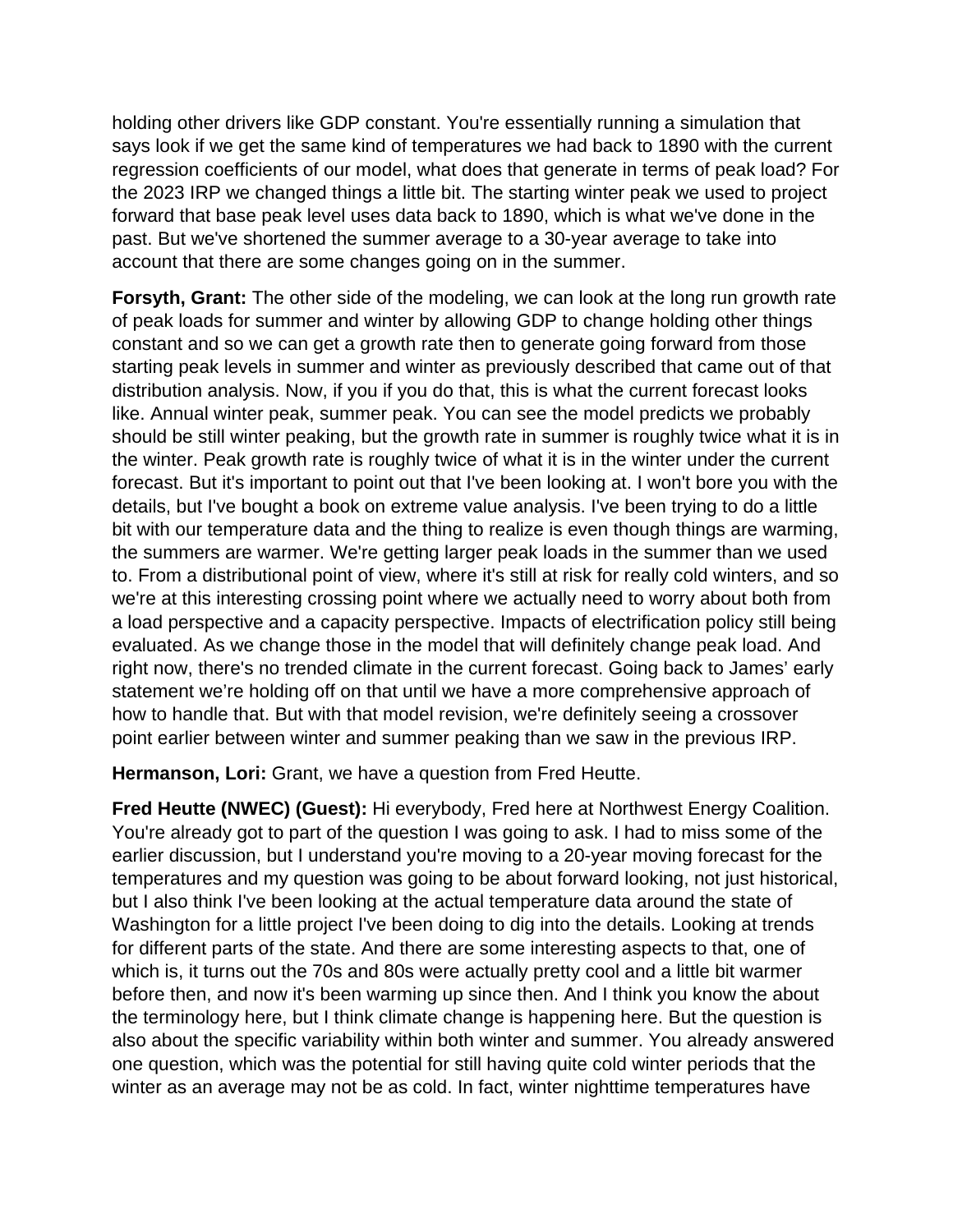holding other drivers like GDP constant. You're essentially running a simulation that says look if we get the same kind of temperatures we had back to 1890 with the current regression coefficients of our model, what does that generate in terms of peak load? For the 2023 IRP we changed things a little bit. The starting winter peak we used to project forward that base peak level uses data back to 1890, which is what we've done in the past. But we've shortened the summer average to a 30-year average to take into account that there are some changes going on in the summer.

**Forsyth, Grant:** The other side of the modeling, we can look at the long run growth rate of peak loads for summer and winter by allowing GDP to change holding other things constant and so we can get a growth rate then to generate going forward from those starting peak levels in summer and winter as previously described that came out of that distribution analysis. Now, if you if you do that, this is what the current forecast looks like. Annual winter peak, summer peak. You can see the model predicts we probably should be still winter peaking, but the growth rate in summer is roughly twice what it is in the winter. Peak growth rate is roughly twice of what it is in the winter under the current forecast. But it's important to point out that I've been looking at. I won't bore you with the details, but I've bought a book on extreme value analysis. I've been trying to do a little bit with our temperature data and the thing to realize is even though things are warming, the summers are warmer. We're getting larger peak loads in the summer than we used to. From a distributional point of view, where it's still at risk for really cold winters, and so we're at this interesting crossing point where we actually need to worry about both from a load perspective and a capacity perspective. Impacts of electrification policy still being evaluated. As we change those in the model that will definitely change peak load. And right now, there's no trended climate in the current forecast. Going back to James' early statement we're holding off on that until we have a more comprehensive approach of how to handle that. But with that model revision, we're definitely seeing a crossover point earlier between winter and summer peaking than we saw in the previous IRP.

**Hermanson, Lori:** Grant, we have a question from Fred Heutte.

**Fred Heutte (NWEC) (Guest):** Hi everybody, Fred here at Northwest Energy Coalition. You're already got to part of the question I was going to ask. I had to miss some of the earlier discussion, but I understand you're moving to a 20-year moving forecast for the temperatures and my question was going to be about forward looking, not just historical, but I also think I've been looking at the actual temperature data around the state of Washington for a little project I've been doing to dig into the details. Looking at trends for different parts of the state. And there are some interesting aspects to that, one of which is, it turns out the 70s and 80s were actually pretty cool and a little bit warmer before then, and now it's been warming up since then. And I think you know the about the terminology here, but I think climate change is happening here. But the question is also about the specific variability within both winter and summer. You already answered one question, which was the potential for still having quite cold winter periods that the winter as an average may not be as cold. In fact, winter nighttime temperatures have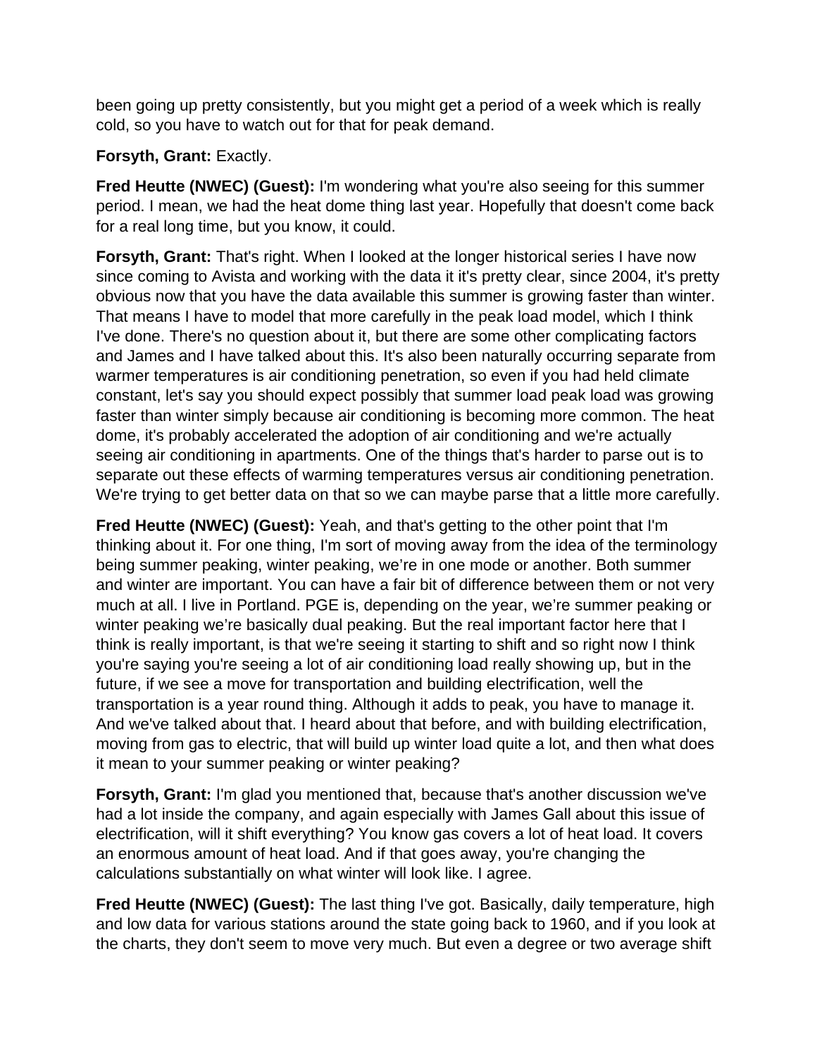been going up pretty consistently, but you might get a period of a week which is really cold, so you have to watch out for that for peak demand.

**Forsyth, Grant:** Exactly.

**Fred Heutte (NWEC) (Guest):** I'm wondering what you're also seeing for this summer period. I mean, we had the heat dome thing last year. Hopefully that doesn't come back for a real long time, but you know, it could.

**Forsyth, Grant:** That's right. When I looked at the longer historical series I have now since coming to Avista and working with the data it it's pretty clear, since 2004, it's pretty obvious now that you have the data available this summer is growing faster than winter. That means I have to model that more carefully in the peak load model, which I think I've done. There's no question about it, but there are some other complicating factors and James and I have talked about this. It's also been naturally occurring separate from warmer temperatures is air conditioning penetration, so even if you had held climate constant, let's say you should expect possibly that summer load peak load was growing faster than winter simply because air conditioning is becoming more common. The heat dome, it's probably accelerated the adoption of air conditioning and we're actually seeing air conditioning in apartments. One of the things that's harder to parse out is to separate out these effects of warming temperatures versus air conditioning penetration. We're trying to get better data on that so we can maybe parse that a little more carefully.

**Fred Heutte (NWEC) (Guest):** Yeah, and that's getting to the other point that I'm thinking about it. For one thing, I'm sort of moving away from the idea of the terminology being summer peaking, winter peaking, we're in one mode or another. Both summer and winter are important. You can have a fair bit of difference between them or not very much at all. I live in Portland. PGE is, depending on the year, we're summer peaking or winter peaking we're basically dual peaking. But the real important factor here that I think is really important, is that we're seeing it starting to shift and so right now I think you're saying you're seeing a lot of air conditioning load really showing up, but in the future, if we see a move for transportation and building electrification, well the transportation is a year round thing. Although it adds to peak, you have to manage it. And we've talked about that. I heard about that before, and with building electrification, moving from gas to electric, that will build up winter load quite a lot, and then what does it mean to your summer peaking or winter peaking?

**Forsyth, Grant:** I'm glad you mentioned that, because that's another discussion we've had a lot inside the company, and again especially with James Gall about this issue of electrification, will it shift everything? You know gas covers a lot of heat load. It covers an enormous amount of heat load. And if that goes away, you're changing the calculations substantially on what winter will look like. I agree.

**Fred Heutte (NWEC) (Guest):** The last thing I've got. Basically, daily temperature, high and low data for various stations around the state going back to 1960, and if you look at the charts, they don't seem to move very much. But even a degree or two average shift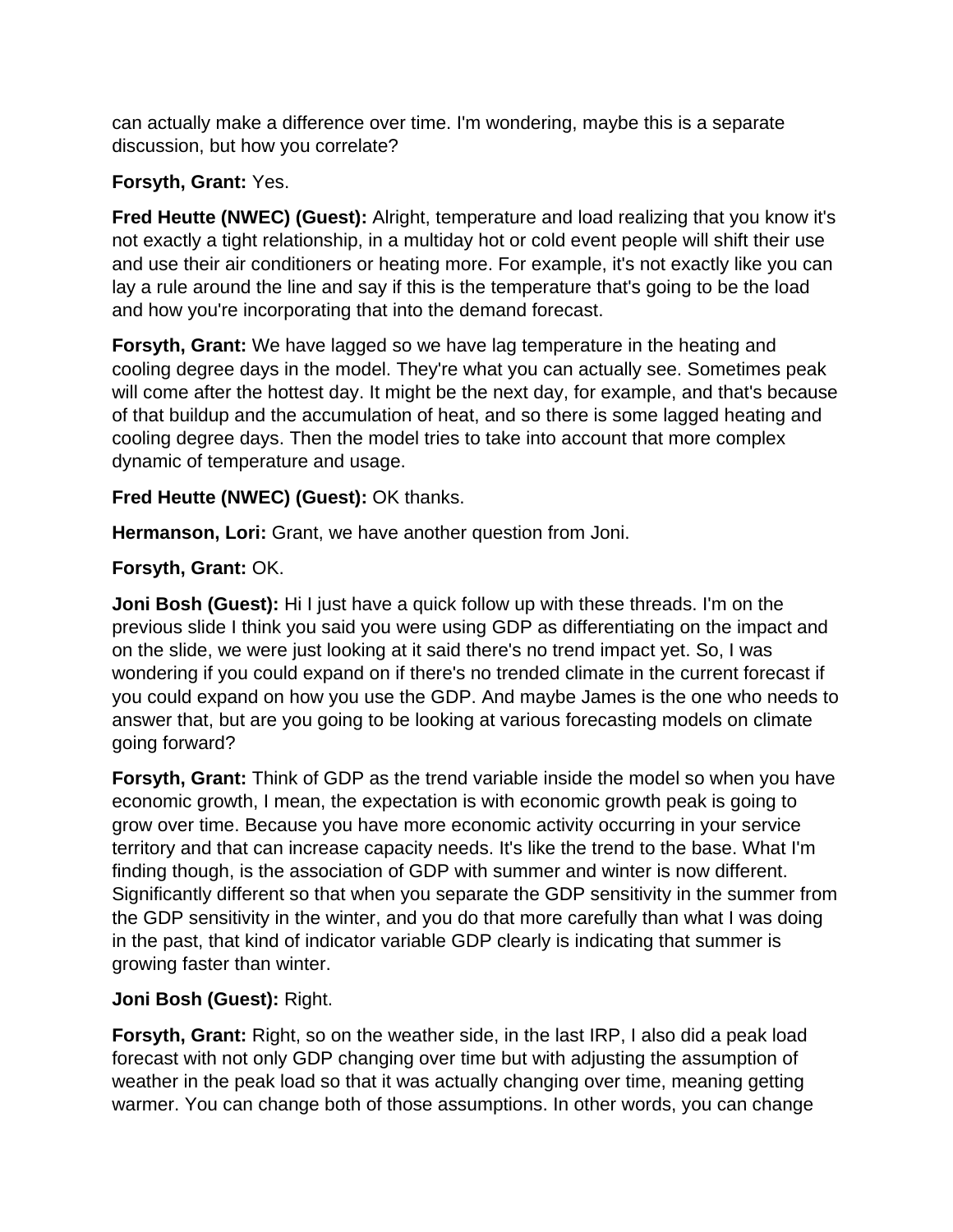can actually make a difference over time. I'm wondering, maybe this is a separate discussion, but how you correlate?

**Forsyth, Grant:** Yes.

**Fred Heutte (NWEC) (Guest):** Alright, temperature and load realizing that you know it's not exactly a tight relationship, in a multiday hot or cold event people will shift their use and use their air conditioners or heating more. For example, it's not exactly like you can lay a rule around the line and say if this is the temperature that's going to be the load and how you're incorporating that into the demand forecast.

**Forsyth, Grant:** We have lagged so we have lag temperature in the heating and cooling degree days in the model. They're what you can actually see. Sometimes peak will come after the hottest day. It might be the next day, for example, and that's because of that buildup and the accumulation of heat, and so there is some lagged heating and cooling degree days. Then the model tries to take into account that more complex dynamic of temperature and usage.

**Fred Heutte (NWEC) (Guest):** OK thanks.

**Hermanson, Lori:** Grant, we have another question from Joni.

**Forsyth, Grant:** OK.

**Joni Bosh (Guest):** Hi I just have a quick follow up with these threads. I'm on the previous slide I think you said you were using GDP as differentiating on the impact and on the slide, we were just looking at it said there's no trend impact yet. So, I was wondering if you could expand on if there's no trended climate in the current forecast if you could expand on how you use the GDP. And maybe James is the one who needs to answer that, but are you going to be looking at various forecasting models on climate going forward?

**Forsyth, Grant:** Think of GDP as the trend variable inside the model so when you have economic growth, I mean, the expectation is with economic growth peak is going to grow over time. Because you have more economic activity occurring in your service territory and that can increase capacity needs. It's like the trend to the base. What I'm finding though, is the association of GDP with summer and winter is now different. Significantly different so that when you separate the GDP sensitivity in the summer from the GDP sensitivity in the winter, and you do that more carefully than what I was doing in the past, that kind of indicator variable GDP clearly is indicating that summer is growing faster than winter.

**Joni Bosh (Guest):** Right.

**Forsyth, Grant:** Right, so on the weather side, in the last IRP, I also did a peak load forecast with not only GDP changing over time but with adjusting the assumption of weather in the peak load so that it was actually changing over time, meaning getting warmer. You can change both of those assumptions. In other words, you can change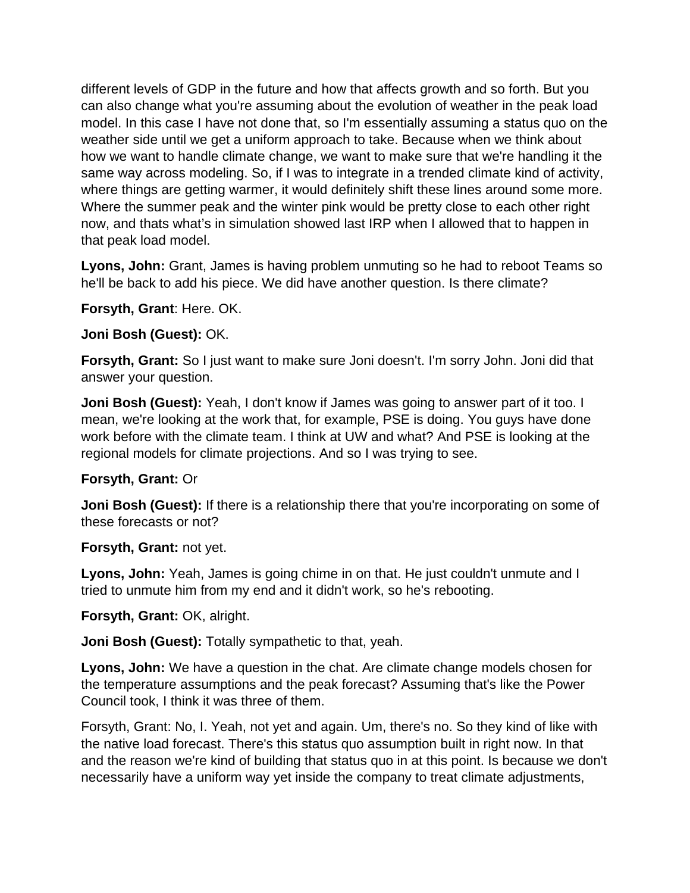different levels of GDP in the future and how that affects growth and so forth. But you can also change what you're assuming about the evolution of weather in the peak load model. In this case I have not done that, so I'm essentially assuming a status quo on the weather side until we get a uniform approach to take. Because when we think about how we want to handle climate change, we want to make sure that we're handling it the same way across modeling. So, if I was to integrate in a trended climate kind of activity, where things are getting warmer, it would definitely shift these lines around some more. Where the summer peak and the winter pink would be pretty close to each other right now, and thats what's in simulation showed last IRP when I allowed that to happen in that peak load model.

**Lyons, John:** Grant, James is having problem unmuting so he had to reboot Teams so he'll be back to add his piece. We did have another question. Is there climate?

**Forsyth, Grant**: Here. OK.

**Joni Bosh (Guest):** OK.

**Forsyth, Grant:** So I just want to make sure Joni doesn't. I'm sorry John. Joni did that answer your question.

**Joni Bosh (Guest):** Yeah, I don't know if James was going to answer part of it too. I mean, we're looking at the work that, for example, PSE is doing. You guys have done work before with the climate team. I think at UW and what? And PSE is looking at the regional models for climate projections. And so I was trying to see.

**Forsyth, Grant:** Or

**Joni Bosh (Guest):** If there is a relationship there that you're incorporating on some of these forecasts or not?

**Forsyth, Grant:** not yet.

**Lyons, John:** Yeah, James is going chime in on that. He just couldn't unmute and I tried to unmute him from my end and it didn't work, so he's rebooting.

**Forsyth, Grant:** OK, alright.

**Joni Bosh (Guest):** Totally sympathetic to that, yeah.

**Lyons, John:** We have a question in the chat. Are climate change models chosen for the temperature assumptions and the peak forecast? Assuming that's like the Power Council took, I think it was three of them.

Forsyth, Grant: No, I. Yeah, not yet and again. Um, there's no. So they kind of like with the native load forecast. There's this status quo assumption built in right now. In that and the reason we're kind of building that status quo in at this point. Is because we don't necessarily have a uniform way yet inside the company to treat climate adjustments,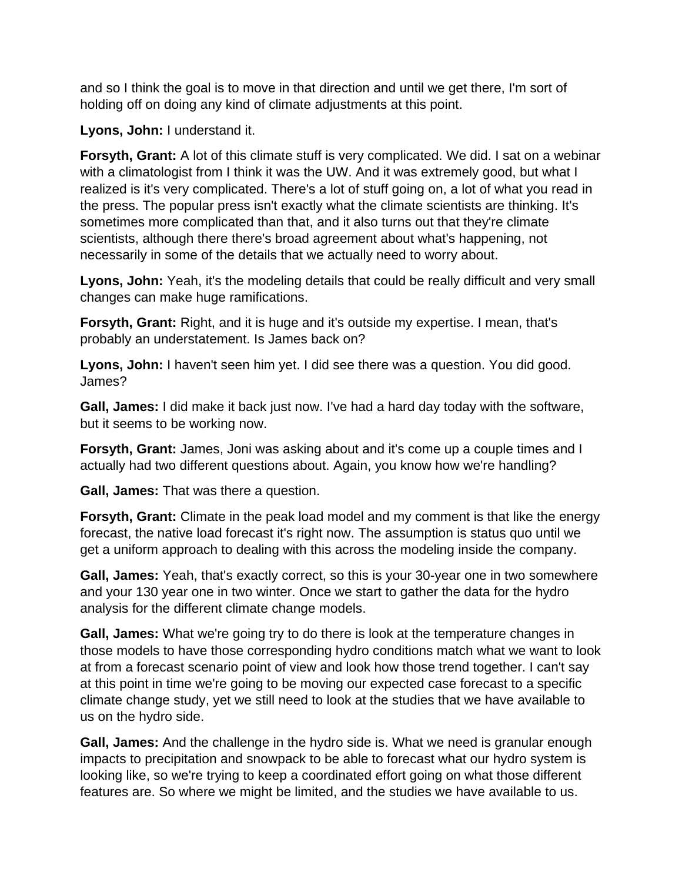and so I think the goal is to move in that direction and until we get there, I'm sort of holding off on doing any kind of climate adjustments at this point.

**Lyons, John:** I understand it.

**Forsyth, Grant:** A lot of this climate stuff is very complicated. We did. I sat on a webinar with a climatologist from I think it was the UW. And it was extremely good, but what I realized is it's very complicated. There's a lot of stuff going on, a lot of what you read in the press. The popular press isn't exactly what the climate scientists are thinking. It's sometimes more complicated than that, and it also turns out that they're climate scientists, although there there's broad agreement about what's happening, not necessarily in some of the details that we actually need to worry about.

**Lyons, John:** Yeah, it's the modeling details that could be really difficult and very small changes can make huge ramifications.

**Forsyth, Grant:** Right, and it is huge and it's outside my expertise. I mean, that's probably an understatement. Is James back on?

**Lyons, John:** I haven't seen him yet. I did see there was a question. You did good. James?

**Gall, James:** I did make it back just now. I've had a hard day today with the software, but it seems to be working now.

**Forsyth, Grant:** James, Joni was asking about and it's come up a couple times and I actually had two different questions about. Again, you know how we're handling?

**Gall, James:** That was there a question.

**Forsyth, Grant:** Climate in the peak load model and my comment is that like the energy forecast, the native load forecast it's right now. The assumption is status quo until we get a uniform approach to dealing with this across the modeling inside the company.

**Gall, James:** Yeah, that's exactly correct, so this is your 30-year one in two somewhere and your 130 year one in two winter. Once we start to gather the data for the hydro analysis for the different climate change models.

**Gall, James:** What we're going try to do there is look at the temperature changes in those models to have those corresponding hydro conditions match what we want to look at from a forecast scenario point of view and look how those trend together. I can't say at this point in time we're going to be moving our expected case forecast to a specific climate change study, yet we still need to look at the studies that we have available to us on the hydro side.

**Gall, James:** And the challenge in the hydro side is. What we need is granular enough impacts to precipitation and snowpack to be able to forecast what our hydro system is looking like, so we're trying to keep a coordinated effort going on what those different features are. So where we might be limited, and the studies we have available to us.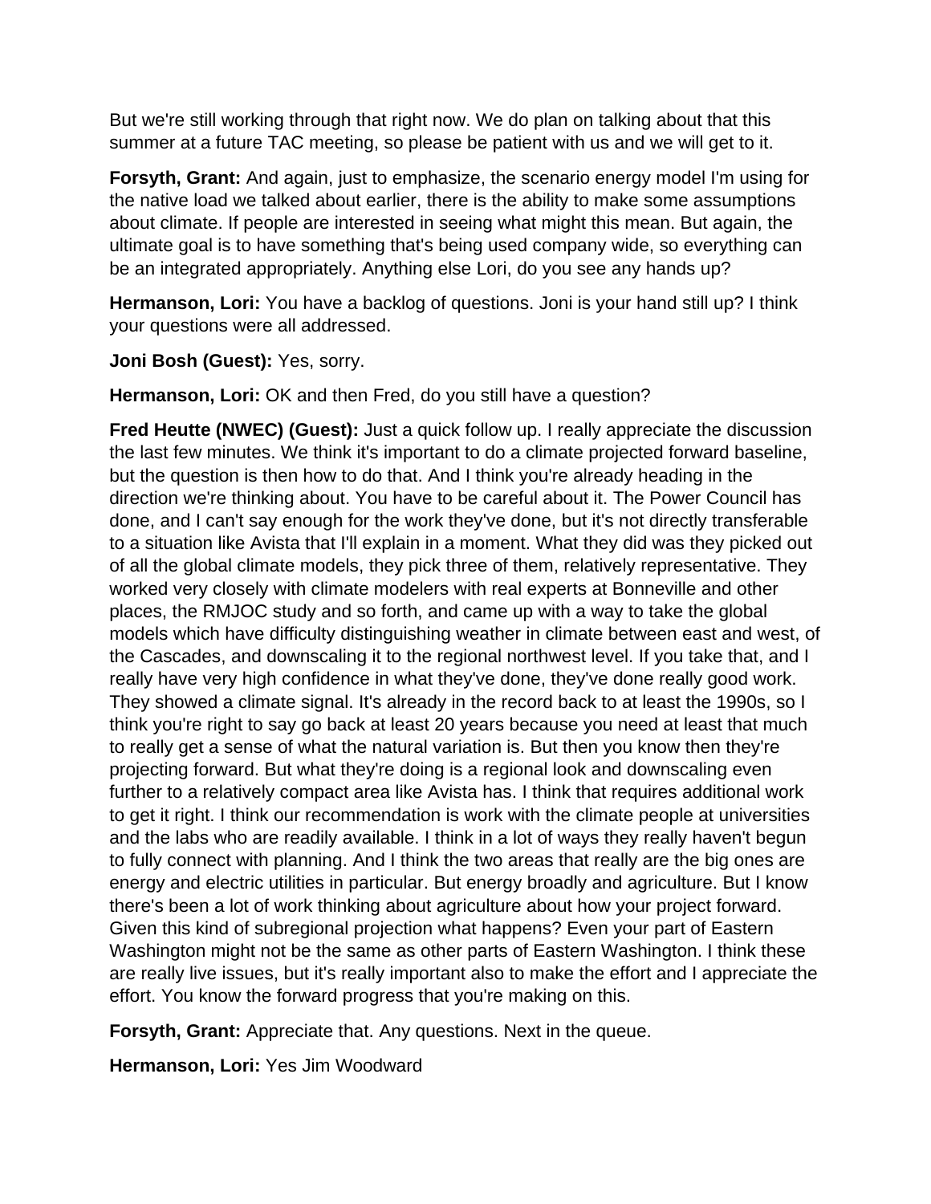But we're still working through that right now. We do plan on talking about that this summer at a future TAC meeting, so please be patient with us and we will get to it.

**Forsyth, Grant:** And again, just to emphasize, the scenario energy model I'm using for the native load we talked about earlier, there is the ability to make some assumptions about climate. If people are interested in seeing what might this mean. But again, the ultimate goal is to have something that's being used company wide, so everything can be an integrated appropriately. Anything else Lori, do you see any hands up?

**Hermanson, Lori:** You have a backlog of questions. Joni is your hand still up? I think your questions were all addressed.

**Joni Bosh (Guest):** Yes, sorry.

**Hermanson, Lori:** OK and then Fred, do you still have a question?

**Fred Heutte (NWEC) (Guest):** Just a quick follow up. I really appreciate the discussion the last few minutes. We think it's important to do a climate projected forward baseline, but the question is then how to do that. And I think you're already heading in the direction we're thinking about. You have to be careful about it. The Power Council has done, and I can't say enough for the work they've done, but it's not directly transferable to a situation like Avista that I'll explain in a moment. What they did was they picked out of all the global climate models, they pick three of them, relatively representative. They worked very closely with climate modelers with real experts at Bonneville and other places, the RMJOC study and so forth, and came up with a way to take the global models which have difficulty distinguishing weather in climate between east and west, of the Cascades, and downscaling it to the regional northwest level. If you take that, and I really have very high confidence in what they've done, they've done really good work. They showed a climate signal. It's already in the record back to at least the 1990s, so I think you're right to say go back at least 20 years because you need at least that much to really get a sense of what the natural variation is. But then you know then they're projecting forward. But what they're doing is a regional look and downscaling even further to a relatively compact area like Avista has. I think that requires additional work to get it right. I think our recommendation is work with the climate people at universities and the labs who are readily available. I think in a lot of ways they really haven't begun to fully connect with planning. And I think the two areas that really are the big ones are energy and electric utilities in particular. But energy broadly and agriculture. But I know there's been a lot of work thinking about agriculture about how your project forward. Given this kind of subregional projection what happens? Even your part of Eastern Washington might not be the same as other parts of Eastern Washington. I think these are really live issues, but it's really important also to make the effort and I appreciate the effort. You know the forward progress that you're making on this.

**Forsyth, Grant:** Appreciate that. Any questions. Next in the queue.

**Hermanson, Lori:** Yes Jim Woodward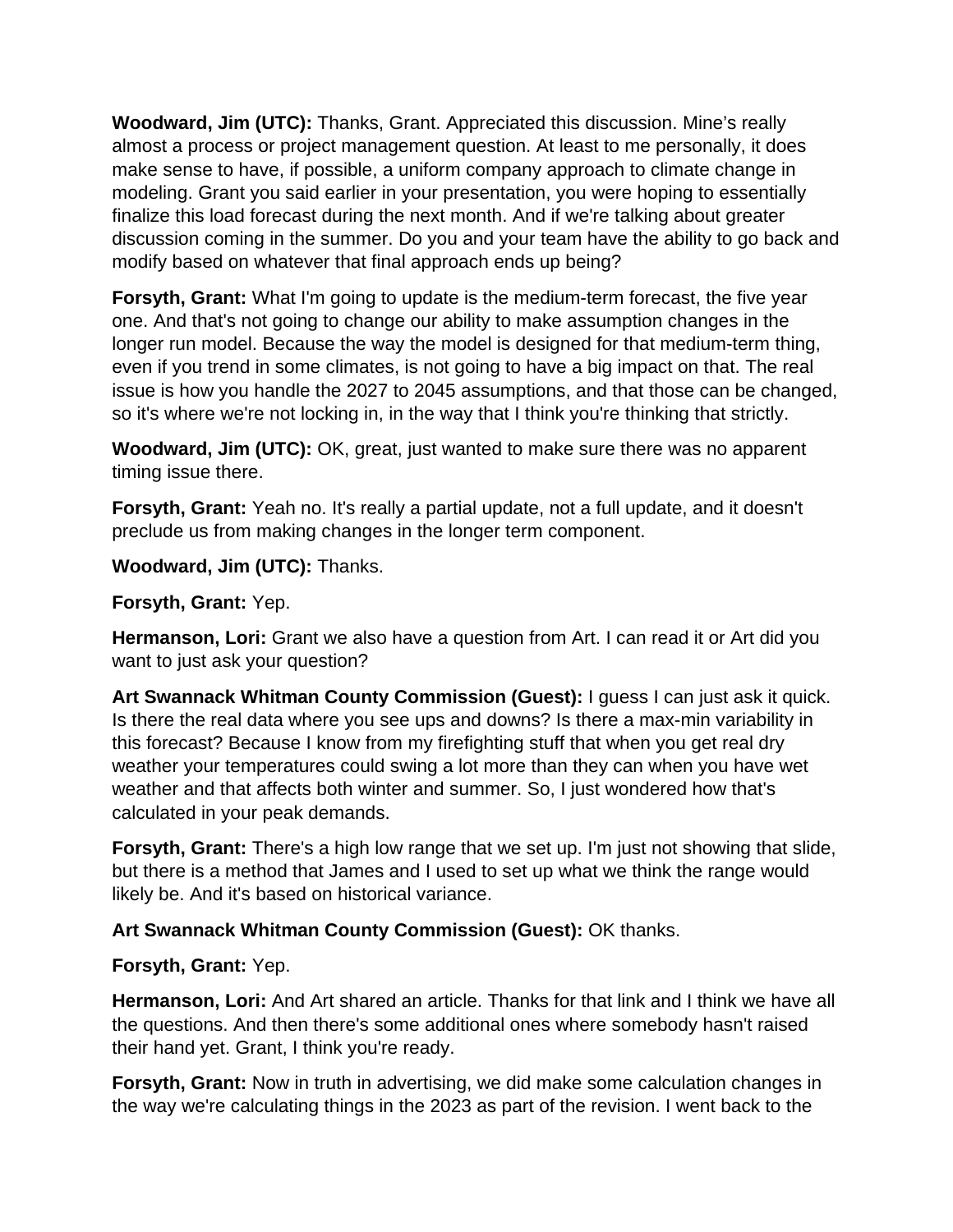**Woodward, Jim (UTC):** Thanks, Grant. Appreciated this discussion. Mine's really almost a process or project management question. At least to me personally, it does make sense to have, if possible, a uniform company approach to climate change in modeling. Grant you said earlier in your presentation, you were hoping to essentially finalize this load forecast during the next month. And if we're talking about greater discussion coming in the summer. Do you and your team have the ability to go back and modify based on whatever that final approach ends up being?

**Forsyth, Grant:** What I'm going to update is the medium-term forecast, the five year one. And that's not going to change our ability to make assumption changes in the longer run model. Because the way the model is designed for that medium-term thing, even if you trend in some climates, is not going to have a big impact on that. The real issue is how you handle the 2027 to 2045 assumptions, and that those can be changed, so it's where we're not locking in, in the way that I think you're thinking that strictly.

**Woodward, Jim (UTC):** OK, great, just wanted to make sure there was no apparent timing issue there.

**Forsyth, Grant:** Yeah no. It's really a partial update, not a full update, and it doesn't preclude us from making changes in the longer term component.

**Woodward, Jim (UTC):** Thanks.

**Forsyth, Grant:** Yep.

**Hermanson, Lori:** Grant we also have a question from Art. I can read it or Art did you want to just ask your question?

**Art Swannack Whitman County Commission (Guest):** I guess I can just ask it quick. Is there the real data where you see ups and downs? Is there a max-min variability in this forecast? Because I know from my firefighting stuff that when you get real dry weather your temperatures could swing a lot more than they can when you have wet weather and that affects both winter and summer. So, I just wondered how that's calculated in your peak demands.

**Forsyth, Grant:** There's a high low range that we set up. I'm just not showing that slide, but there is a method that James and I used to set up what we think the range would likely be. And it's based on historical variance.

**Art Swannack Whitman County Commission (Guest):** OK thanks.

**Forsyth, Grant:** Yep.

**Hermanson, Lori:** And Art shared an article. Thanks for that link and I think we have all the questions. And then there's some additional ones where somebody hasn't raised their hand yet. Grant, I think you're ready.

**Forsyth, Grant:** Now in truth in advertising, we did make some calculation changes in the way we're calculating things in the 2023 as part of the revision. I went back to the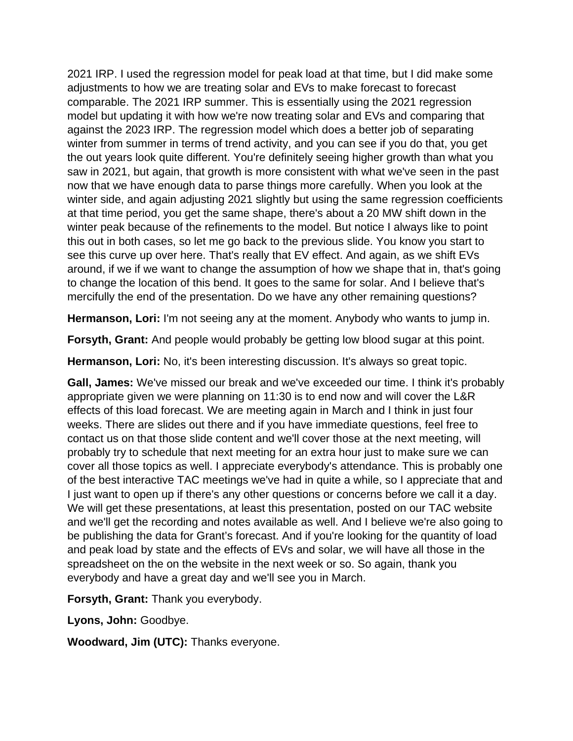2021 IRP. I used the regression model for peak load at that time, but I did make some adjustments to how we are treating solar and EVs to make forecast to forecast comparable. The 2021 IRP summer. This is essentially using the 2021 regression model but updating it with how we're now treating solar and EVs and comparing that against the 2023 IRP. The regression model which does a better job of separating winter from summer in terms of trend activity, and you can see if you do that, you get the out years look quite different. You're definitely seeing higher growth than what you saw in 2021, but again, that growth is more consistent with what we've seen in the past now that we have enough data to parse things more carefully. When you look at the winter side, and again adjusting 2021 slightly but using the same regression coefficients at that time period, you get the same shape, there's about a 20 MW shift down in the winter peak because of the refinements to the model. But notice I always like to point this out in both cases, so let me go back to the previous slide. You know you start to see this curve up over here. That's really that EV effect. And again, as we shift EVs around, if we if we want to change the assumption of how we shape that in, that's going to change the location of this bend. It goes to the same for solar. And I believe that's mercifully the end of the presentation. Do we have any other remaining questions?

**Hermanson, Lori:** I'm not seeing any at the moment. Anybody who wants to jump in.

**Forsyth, Grant:** And people would probably be getting low blood sugar at this point.

**Hermanson, Lori:** No, it's been interesting discussion. It's always so great topic.

**Gall, James:** We've missed our break and we've exceeded our time. I think it's probably appropriate given we were planning on 11:30 is to end now and will cover the L&R effects of this load forecast. We are meeting again in March and I think in just four weeks. There are slides out there and if you have immediate questions, feel free to contact us on that those slide content and we'll cover those at the next meeting, will probably try to schedule that next meeting for an extra hour just to make sure we can cover all those topics as well. I appreciate everybody's attendance. This is probably one of the best interactive TAC meetings we've had in quite a while, so I appreciate that and I just want to open up if there's any other questions or concerns before we call it a day. We will get these presentations, at least this presentation, posted on our TAC website and we'll get the recording and notes available as well. And I believe we're also going to be publishing the data for Grant's forecast. And if you're looking for the quantity of load and peak load by state and the effects of EVs and solar, we will have all those in the spreadsheet on the on the website in the next week or so. So again, thank you everybody and have a great day and we'll see you in March.

**Forsyth, Grant:** Thank you everybody.

**Lyons, John:** Goodbye.

**Woodward, Jim (UTC):** Thanks everyone.